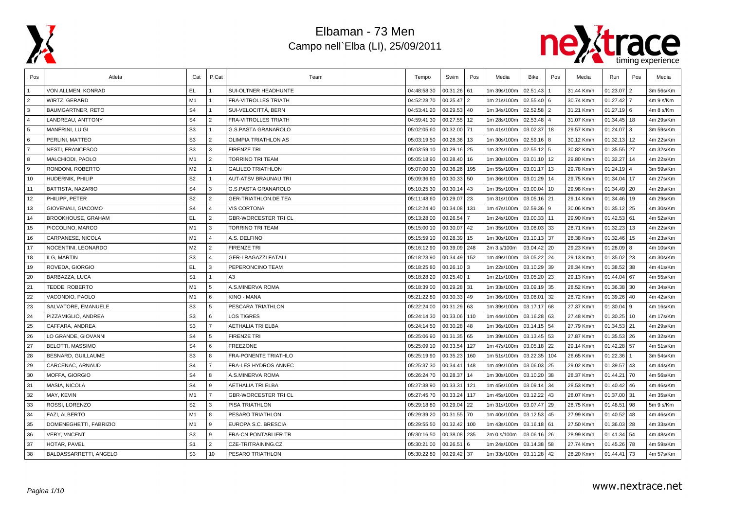# Elbaman - 73 Men

## Campo nell`Elba (LI), 25/09/2011

| Pos | Atleta | Cat | P.Cat | Team | Tempo | Swim | Pos | Media | Bike | Pos | Media | Run | Pos | Media |
|---|---|---|---|---|---|---|---|---|---|---|---|---|---|---|
| 1 | VON ALLMEN, KONRAD | EL | 1 | SUI-OLTNER HEADHUNTE | 04:48:58.30 | 00.31.26 | 61 | 1m 39s/100m | 02.51.43 | 1 | 31.44 Km/h | 01.23.07 | 2 | 3m 56s/Km |
| 2 | WIRTZ, GERARD | M1 | 1 | FRA-VITROLLES TRIATH | 04:52:28.70 | 00.25.47 | 2 | 1m 21s/100m | 02.55.40 | 6 | 30.74 Km/h | 01.27.42 | 7 | 4m 9 s/Km |
| 3 | BAUMGARTNER, RETO | S4 | 1 | SUI-VELOCITTÀ, BERN | 04:53:41.20 | 00.29.53 | 40 | 1m 34s/100m | 02.52.58 | 2 | 31.21 Km/h | 01.27.19 | 6 | 4m 8 s/Km |
| 4 | LANDREAU, ANTTONY | S4 | 2 | FRA-VITROLLES TRIATH | 04:59:41.30 | 00.27.55 | 12 | 1m 28s/100m | 02.53.48 | 4 | 31.07 Km/h | 01.34.45 | 18 | 4m 29s/Km |
| 5 | MANFRINI, LUIGI | S3 | 1 | G.S.PASTA GRANAROLO | 05:02:05.60 | 00.32.00 | 71 | 1m 41s/100m | 03.02.37 | 18 | 29.57 Km/h | 01.24.07 | 3 | 3m 59s/Km |
| 6 | PERLINI, MATTEO | S3 | 2 | OLIMPIA TRIATHLON AS | 05:03:19.50 | 00.28.36 | 13 | 1m 30s/100m | 02.59.16 | 8 | 30.12 Km/h | 01.32.13 | 12 | 4m 22s/Km |
| 7 | NESTI, FRANCESCO | S3 | 3 | FIRENZE TRI | 05:03:59.10 | 00.29.16 | 25 | 1m 32s/100m | 02.55.12 | 5 | 30.82 Km/h | 01.35.55 | 27 | 4m 32s/Km |
| 8 | MALCHIODI, PAOLO | M1 | 2 | TORRINO TRI TEAM | 05:05:18.90 | 00.28.40 | 16 | 1m 30s/100m | 03.01.10 | 12 | 29.80 Km/h | 01.32.27 | 14 | 4m 22s/Km |
| 9 | RONDONI, ROBERTO | M2 | 1 | GALILEO TRIATHLON | 05:07:00.30 | 00.36.26 | 195 | 1m 55s/100m | 03.01.17 | 13 | 29.78 Km/h | 01.24.19 | 4 | 3m 59s/Km |
| 10 | HUDERNIK, PHILIP | S2 | 1 | AUT-ATSV BRAUNAU TRI | 05:09:36.60 | 00.30.33 | 50 | 1m 36s/100m | 03.01.29 | 14 | 29.75 Km/h | 01.34.04 | 17 | 4m 27s/Km |
| 11 | BATTISTA, NAZARIO | S4 | 3 | G.S.PASTA GRANAROLO | 05:10:25.30 | 00.30.14 | 43 | 1m 35s/100m | 03.00.04 | 10 | 29.98 Km/h | 01.34.49 | 20 | 4m 29s/Km |
| 12 | PHILIPP, PETER | S2 | 2 | GER-TRIATHLON.DE TEA | 05:11:48.60 | 00.29.07 | 23 | 1m 31s/100m | 03.05.16 | 21 | 29.14 Km/h | 01.34.46 | 19 | 4m 29s/Km |
| 13 | GIOVENALI, GIACOMO | S4 | 4 | VIS CORTONA | 05:12:24.40 | 00.34.08 | 131 | 1m 47s/100m | 02.59.36 | 9 | 30.06 Km/h | 01.35.12 | 25 | 4m 30s/Km |
| 14 | BROOKHOUSE, GRAHAM | EL | 2 | GBR-WORCESTER TRI CL | 05:13:28.00 | 00.26.54 | 7 | 1m 24s/100m | 03.00.33 | 11 | 29.90 Km/h | 01.42.53 | 61 | 4m 52s/Km |
| 15 | PICCOLINO, MARCO | M1 | 3 | TORRINO TRI TEAM | 05:15:00.10 | 00.30.07 | 42 | 1m 35s/100m | 03.08.03 | 33 | 28.71 Km/h | 01.32.23 | 13 | 4m 22s/Km |
| 16 | CARPANESE, NICOLA | M1 | 4 | A.S. DELFINO | 05:15:59.10 | 00.28.39 | 15 | 1m 30s/100m | 03.10.13 | 37 | 28.38 Km/h | 01.32.46 | 15 | 4m 23s/Km |
| 17 | NOCENTINI, LEONARDO | M2 | 2 | FIRENZE TRI | 05:16:12.90 | 00.39.09 | 248 | 2m 3.s/100m | 03.04.42 | 20 | 29.23 Km/h | 01.28.09 | 8 | 4m 10s/Km |
| 18 | ILG, MARTIN | S3 | 4 | GER-I RAGAZZI FATALI | 05:18:23.90 | 00.34.49 | 152 | 1m 49s/100m | 03.05.22 | 24 | 29.13 Km/h | 01.35.02 | 23 | 4m 30s/Km |
| 19 | ROVEDA, GIORGIO | EL | 3 | PEPERONCINO TEAM | 05:18:25.80 | 00.26.10 | 3 | 1m 22s/100m | 03.10.29 | 39 | 28.34 Km/h | 01.38.52 | 38 | 4m 41s/Km |
| 20 | BARBAZZA, LUCA | S1 | 1 | A3 | 05:18:28.20 | 00.25.40 | 1 | 1m 21s/100m | 03.05.20 | 23 | 29.13 Km/h | 01.44.04 | 67 | 4m 55s/Km |
| 21 | TEDDE, ROBERTO | M1 | 5 | A.S.MINERVA ROMA | 05:18:39.00 | 00.29.28 | 31 | 1m 33s/100m | 03.09.19 | 35 | 28.52 Km/h | 01.36.38 | 30 | 4m 34s/Km |
| 22 | VACONDIO, PAOLO | M1 | 6 | KINO - MANA | 05:21:22.80 | 00.30.33 | 49 | 1m 36s/100m | 03.08.01 | 32 | 28.72 Km/h | 01.39.26 | 40 | 4m 42s/Km |
| 23 | SALVATORE, EMANUELE | S3 | 5 | PESCARA TRIATHLON | 05:22:24.00 | 00.31.29 | 63 | 1m 39s/100m | 03.17.17 | 68 | 27.37 Km/h | 01.30.04 | 9 | 4m 16s/Km |
| 24 | PIZZAMIGLIO, ANDREA | S3 | 6 | LOS TIGRES | 05:24:14.30 | 00.33.06 | 110 | 1m 44s/100m | 03.16.28 | 63 | 27.48 Km/h | 01.30.25 | 10 | 4m 17s/Km |
| 25 | CAFFARA, ANDREA | S3 | 7 | AETHALIA TRI ELBA | 05:24:14.50 | 00.30.28 | 48 | 1m 36s/100m | 03.14.15 | 54 | 27.79 Km/h | 01.34.53 | 21 | 4m 29s/Km |
| 26 | LO GRANDE, GIOVANNI | S4 | 5 | FIRENZE TRI | 05:25:06.90 | 00.31.35 | 65 | 1m 39s/100m | 03.13.45 | 53 | 27.87 Km/h | 01.35.53 | 26 | 4m 32s/Km |
| 27 | BELOTTI, MASSIMO | S4 | 6 | FREEZONE | 05:25:09.10 | 00.33.54 | 127 | 1m 47s/100m | 03.05.18 | 22 | 29.14 Km/h | 01.42.28 | 57 | 4m 51s/Km |
| 28 | BESNARD, GUILLAUME | S3 | 8 | FRA-PONENTE TRIATHLO | 05:25:19.90 | 00.35.23 | 160 | 1m 51s/100m | 03.22.35 | 104 | 26.65 Km/h | 01.22.36 | 1 | 3m 54s/Km |
| 29 | CARCENAC, ARNAUD | S4 | 7 | FRA-LES HYDROS ANNEC | 05:25:37.30 | 00.34.41 | 148 | 1m 49s/100m | 03.06.03 | 25 | 29.02 Km/h | 01.39.57 | 43 | 4m 44s/Km |
| 30 | MOFFA, GIORGIO | S4 | 8 | A.S.MINERVA ROMA | 05:26:24.70 | 00.28.37 | 14 | 1m 30s/100m | 03.10.20 | 38 | 28.37 Km/h | 01.44.21 | 70 | 4m 56s/Km |
| 31 | MASIA, NICOLA | S4 | 9 | AETHALIA TRI ELBA | 05:27:38.90 | 00.33.31 | 121 | 1m 45s/100m | 03.09.14 | 34 | 28.53 Km/h | 01.40.42 | 46 | 4m 46s/Km |
| 32 | MAY, KEVIN | M1 | 7 | GBR-WORCESTER TRI CL | 05:27:45.70 | 00.33.24 | 117 | 1m 45s/100m | 03.12.22 | 43 | 28.07 Km/h | 01.37.00 | 31 | 4m 35s/Km |
| 33 | ROSSI, LORENZO | S2 | 3 | PISA TRIATHLON | 05:29:18.80 | 00.29.04 | 22 | 1m 31s/100m | 03.07.47 | 29 | 28.75 Km/h | 01.48.51 | 98 | 5m 9 s/Km |
| 34 | FAZI, ALBERTO | M1 | 8 | PESARO TRIATHLON | 05:29:39.20 | 00.31.55 | 70 | 1m 40s/100m | 03.12.53 | 45 | 27.99 Km/h | 01.40.52 | 48 | 4m 46s/Km |
| 35 | DOMENEGHETTI, FABRIZIO | M1 | 9 | EUROPA S.C. BRESCIA | 05:29:55.50 | 00.32.42 | 100 | 1m 43s/100m | 03.16.18 | 61 | 27.50 Km/h | 01.36.03 | 28 | 4m 33s/Km |
| 36 | VERY, VNCENT | S3 | 9 | FRA-CN PONTARLIER TR | 05:30:16.50 | 00.38.08 | 235 | 2m 0.s/100m | 03.06.16 | 26 | 28.99 Km/h | 01.41.34 | 54 | 4m 48s/Km |
| 37 | HOTAR, PAVEL | S1 | 2 | CZE-TRITRAINING.CZ | 05:30:21.00 | 00.26.51 | 6 | 1m 24s/100m | 03.14.38 | 58 | 27.74 Km/h | 01.45.26 | 78 | 4m 59s/Km |
| 38 | BALDASSARRETTI, ANGELO | S3 | 10 | PESARO TRIATHLON | 05:30:22.80 | 00.29.42 | 37 | 1m 33s/100m | 03.11.28 | 42 | 28.20 Km/h | 01.44.41 | 73 | 4m 57s/Km |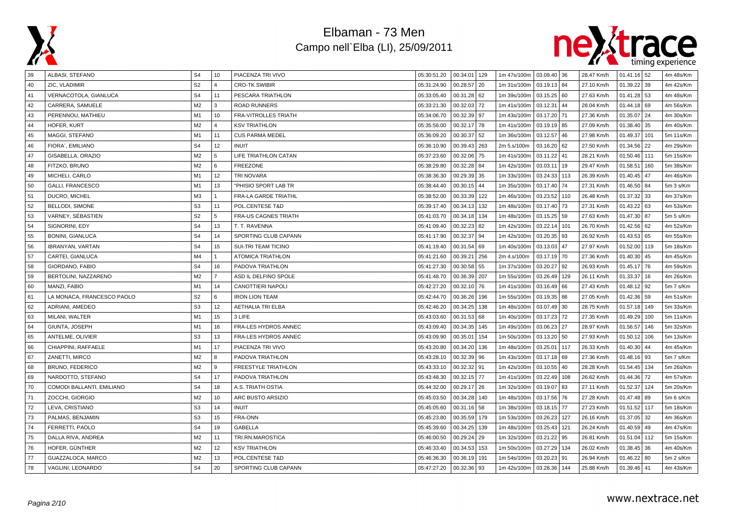# Elbaman - 73 Men

Campo nell`Elba (LI), 25/09/2011

| | | | | | | | | | | | | | | |
|---|---|---|---|---|---|---|---|---|---|---|---|---|---|---|
| 39 | ALBASI, STEFANO | S4 | 10 | PIACENZA TRI VIVO | 05:30:51.20 | 00.34.01 | 129 | 1m 47s/100m | 03.09.40 | 36 | 28.47 Km/h | 01.41.16 | 52 | 4m 48s/Km |
| 40 | ZIC, VLADIMIR | S2 | 4 | CRO-TK SWIBIR | 05:31:24.90 | 00.28.57 | 20 | 1m 31s/100m | 03.19.13 | 84 | 27.10 Km/h | 01.39.22 | 39 | 4m 42s/Km |
| 41 | VERNACOTOLA, GIANLUCA | S4 | 11 | PESCARA TRIATHLON | 05:33:05.40 | 00.31.28 | 62 | 1m 39s/100m | 03.15.25 | 60 | 27.63 Km/h | 01.41.28 | 53 | 4m 48s/Km |
| 42 | CARRERA, SAMUELE | M2 | 3 | ROAD RUNNERS | 05:33:21.30 | 00.32.03 | 72 | 1m 41s/100m | 03.12.31 | 44 | 28.04 Km/h | 01.44.18 | 69 | 4m 56s/Km |
| 43 | PERENNOU, MATHIEU | M1 | 10 | FRA-VITROLLES TRIATH | 05:34:06.70 | 00.32.39 | 97 | 1m 43s/100m | 03.17.20 | 71 | 27.36 Km/h | 01.35.07 | 24 | 4m 30s/Km |
| 44 | HOFER, KURT | M2 | 4 | KSV TRIATHLON | 05:35:56.00 | 00.32.17 | 78 | 1m 41s/100m | 03.19.19 | 85 | 27.09 Km/h | 01.38.40 | 35 | 4m 40s/Km |
| 45 | MAGGI, STEFANO | M1 | 11 | CUS PARMA MEDEL | 05:36:09.20 | 00.30.37 | 52 | 1m 36s/100m | 03.12.57 | 46 | 27.98 Km/h | 01.49.37 | 101 | 5m 11s/Km |
| 46 | FIORA`, EMILIANO | S4 | 12 | INUIT | 05:36:10.90 | 00.39.43 | 263 | 2m 5.s/100m | 03.16.20 | 62 | 27.50 Km/h | 01.34.56 | 22 | 4m 29s/Km |
| 47 | GISABELLA, ORAZIO | M2 | 5 | LIFE TRIATHLON CATAN | 05:37:23.60 | 00.32.06 | 75 | 1m 41s/100m | 03.11.22 | 41 | 28.21 Km/h | 01.50.46 | 111 | 5m 15s/Km |
| 48 | FITZKO, BRUNO | M2 | 6 | FREEZONE | 05:38:29.80 | 00.32.28 | 84 | 1m 42s/100m | 03.03.11 | 19 | 29.47 Km/h | 01.58.51 | 160 | 5m 38s/Km |
| 49 | MICHELI, CARLO | M1 | 12 | TRI NOVARA | 05:38:36.30 | 00.29.39 | 35 | 1m 33s/100m | 03.24.33 | 113 | 26.39 Km/h | 01.40.45 | 47 | 4m 46s/Km |
| 50 | GALLI, FRANCESCO | M1 | 13 | "PHISIO SPORT LAB TR | 05:38:44.40 | 00.30.15 | 44 | 1m 35s/100m | 03.17.40 | 74 | 27.31 Km/h | 01.46.50 | 84 | 5m 3 s/Km |
| 51 | DUCRO, MICHEL | M3 | 1 | FRA-LA GARDE TRIATHL | 05:38:52.00 | 00.33.39 | 122 | 1m 46s/100m | 03.23.52 | 110 | 26.48 Km/h | 01.37.32 | 33 | 4m 37s/Km |
| 52 | BELLODI, SIMONE | S3 | 11 | POL.CENTESE T&D | 05:39:17.40 | 00.34.13 | 132 | 1m 48s/100m | 03.17.40 | 73 | 27.31 Km/h | 01.43.22 | 63 | 4m 53s/Km |
| 53 | VARNEY, SÉBASTIEN | S2 | 5 | FRA-US CAGNES TRIATH | 05:41:03.70 | 00.34.18 | 134 | 1m 48s/100m | 03.15.25 | 59 | 27.63 Km/h | 01.47.30 | 87 | 5m 5 s/Km |
| 54 | SIGNORINI, EDY | S4 | 13 | T. T. RAVENNA | 05:41:09.40 | 00.32.23 | 82 | 1m 42s/100m | 03.22.14 | 101 | 26.70 Km/h | 01.42.56 | 62 | 4m 52s/Km |
| 55 | BONINI, GIANLUCA | S4 | 14 | SPORTING CLUB CAPANN | 05:41:17.90 | 00.32.37 | 94 | 1m 42s/100m | 03.20.35 | 93 | 26.92 Km/h | 01.43.53 | 65 | 4m 55s/Km |
| 56 | IBRANYAN, VARTAN | S4 | 15 | SUI-TRI TEAM TICINO | 05:41:19.40 | 00.31.54 | 69 | 1m 40s/100m | 03.13.03 | 47 | 27.97 Km/h | 01.52.00 | 119 | 5m 18s/Km |
| 57 | CARTEI, GIANLUCA | M4 | 1 | ATOMICA TRIATHLON | 05:41:21.60 | 00.39.21 | 256 | 2m 4.s/100m | 03.17.19 | 70 | 27.36 Km/h | 01.40.30 | 45 | 4m 45s/Km |
| 58 | GIORDANO, FABIO | S4 | 16 | PADOVA TRIATHLON | 05:41:27.30 | 00.30.58 | 55 | 1m 37s/100m | 03.20.27 | 92 | 26.93 Km/h | 01.45.17 | 76 | 4m 59s/Km |
| 59 | BERTOLINI, NAZZARENO | M2 | 7 | ASD IL DELFINO SPOLE | 05:41:48.70 | 00.36.39 | 207 | 1m 55s/100m | 03.26.49 | 129 | 26.11 Km/h | 01.33.37 | 16 | 4m 26s/Km |
| 60 | MANZI, FABIO | M1 | 14 | CANOTTIERI NAPOLI | 05:42:27.20 | 00.32.10 | 76 | 1m 41s/100m | 03.16.49 | 66 | 27.43 Km/h | 01.48.12 | 92 | 5m 7 s/Km |
| 61 | LA MONACA, FRANCESCO PAOLO | S2 | 6 | IRON LION TEAM | 05:42:44.70 | 00.36.26 | 196 | 1m 55s/100m | 03.19.35 | 86 | 27.05 Km/h | 01.42.36 | 59 | 4m 51s/Km |
| 62 | ADRIANI, AMEDEO | S3 | 12 | AETHALIA TRI ELBA | 05:42:46.20 | 00.34.25 | 138 | 1m 48s/100m | 03.07.49 | 30 | 28.75 Km/h | 01.57.18 | 149 | 5m 33s/Km |
| 63 | MILANI, WALTER | M1 | 15 | 3 LIFE | 05:43:03.60 | 00.31.53 | 68 | 1m 40s/100m | 03.17.23 | 72 | 27.35 Km/h | 01.49.29 | 100 | 5m 11s/Km |
| 64 | GIUNTA, JOSEPH | M1 | 16 | FRA-LES HYDROS ANNEC | 05:43:09.40 | 00.34.35 | 145 | 1m 49s/100m | 03.06.23 | 27 | 28.97 Km/h | 01.56.57 | 146 | 5m 32s/Km |
| 65 | ANTELME, OLIVIER | S3 | 13 | FRA-LES HYDROS ANNEC | 05:43:09.90 | 00.35.01 | 154 | 1m 50s/100m | 03.13.20 | 50 | 27.93 Km/h | 01.50.12 | 106 | 5m 13s/Km |
| 66 | CHIAPPINI, RAFFAELE | M1 | 17 | PIACENZA TRI VIVO | 05:43:20.80 | 00.34.20 | 136 | 1m 48s/100m | 03.25.01 | 117 | 26.33 Km/h | 01.40.30 | 44 | 4m 45s/Km |
| 67 | ZANETTI, MIRCO | M2 | 8 | PADOVA TRIATHLON | 05:43:28.10 | 00.32.39 | 96 | 1m 43s/100m | 03.17.18 | 69 | 27.36 Km/h | 01.48.16 | 93 | 5m 7 s/Km |
| 68 | BRUNO, FEDERICO | M2 | 9 | FREESTYLE TRIATHLON | 05:43:33.10 | 00.32.32 | 91 | 1m 42s/100m | 03.10.55 | 40 | 28.28 Km/h | 01.54.45 | 134 | 5m 26s/Km |
| 69 | NARDOTTO, STEFANO | S4 | 17 | PADOVA TRIATHLON | 05:43:48.30 | 00.32.15 | 77 | 1m 41s/100m | 03.22.49 | 108 | 26.62 Km/h | 01.44.36 | 72 | 4m 57s/Km |
| 70 | COMODI BALLANTI, EMILIANO | S4 | 18 | A.S. TRIATH OSTIA | 05:44:32.00 | 00.29.17 | 26 | 1m 32s/100m | 03.19.07 | 83 | 27.11 Km/h | 01.52.37 | 124 | 5m 20s/Km |
| 71 | ZOCCHI, GIORGIO | M2 | 10 | ARC BUSTO ARSIZIO | 05:45:03.50 | 00.34.28 | 140 | 1m 48s/100m | 03.17.56 | 76 | 27.28 Km/h | 01.47.48 | 89 | 5m 6 s/Km |
| 72 | LEVA, CRISTIANO | S3 | 14 | INUIT | 05:45:05.60 | 00.31.16 | 58 | 1m 38s/100m | 03.18.15 | 77 | 27.23 Km/h | 01.51.52 | 117 | 5m 18s/Km |
| 73 | PALMAS, BENJAMIN | S3 | 15 | FRA-ONN | 05:45:23.80 | 00.35.59 | 179 | 1m 53s/100m | 03.26.23 | 127 | 26.16 Km/h | 01.37.05 | 32 | 4m 36s/Km |
| 74 | FERRETTI, PAOLO | S4 | 19 | GABELLA | 05:45:39.60 | 00.34.25 | 139 | 1m 48s/100m | 03.25.43 | 121 | 26.24 Km/h | 01.40.59 | 49 | 4m 47s/Km |
| 75 | DALLA RIVA, ANDREA | M2 | 11 | TRI.RN.MAROSTICA | 05:46:00.50 | 00.29.24 | 29 | 1m 32s/100m | 03.21.22 | 95 | 26.81 Km/h | 01.51.04 | 112 | 5m 15s/Km |
| 76 | HOFER, GÜNTHER | M2 | 12 | KSV TRIATHLON | 05:46:33.40 | 00.34.53 | 153 | 1m 50s/100m | 03.27.29 | 134 | 26.02 Km/h | 01.38.45 | 36 | 4m 40s/Km |
| 77 | GUAZZALOCA, MARCO | M2 | 13 | POL.CENTESE T&D | 05:46:36.30 | 00.36.19 | 191 | 1m 54s/100m | 03.20.23 | 91 | 26.94 Km/h | 01.46.22 | 80 | 5m 2 s/Km |
| 78 | VAGLINI, LEONARDO | S4 | 20 | SPORTING CLUB CAPANN | 05:47:27.20 | 00.32.36 | 93 | 1m 42s/100m | 03.28.36 | 144 | 25.88 Km/h | 01.39.46 | 41 | 4m 43s/Km |

www.nextrace.net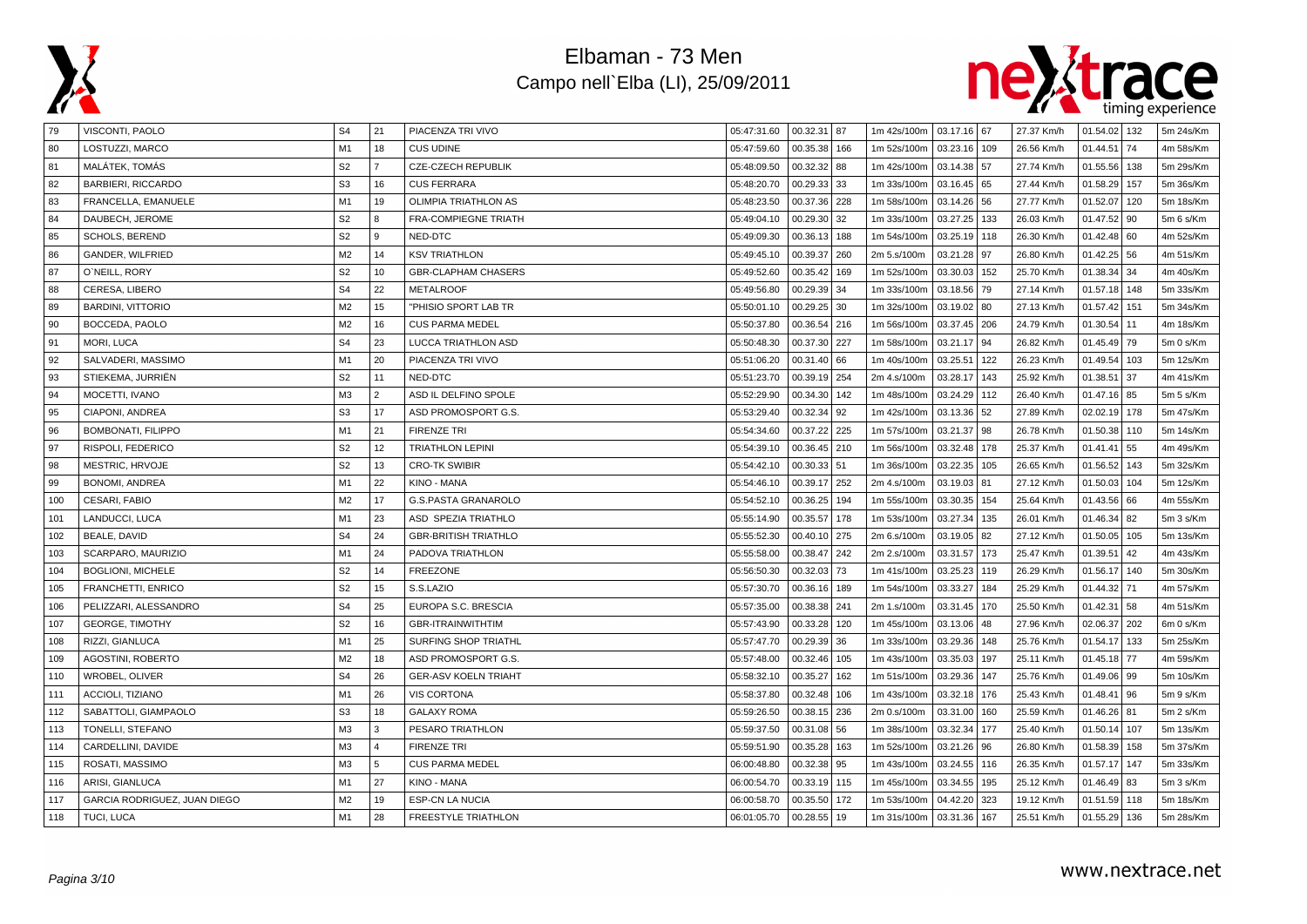# Elbaman - 73 Men

Campo nell`Elba (LI), 25/09/2011

| | | | | | | | | | | | | | | |
|---|---|---|---|---|---|---|---|---|---|---|---|---|---|---|
| 79 | VISCONTI, PAOLO | S4 | 21 | PIACENZA TRI VIVO | 05:47:31.60 | 00.32.31 | 87 | 1m 42s/100m | 03.17.16 | 67 | 27.37 Km/h | 01.54.02 | 132 | 5m 24s/Km |
| 80 | LOSTUZZI, MARCO | M1 | 18 | CUS UDINE | 05:47:59.60 | 00.35.38 | 166 | 1m 52s/100m | 03.23.16 | 109 | 26.56 Km/h | 01.44.51 | 74 | 4m 58s/Km |
| 81 | MALÁTEK, TOMÁS | S2 | 7 | CZE-CZECH REPUBLIK | 05:48:09.50 | 00.32.32 | 88 | 1m 42s/100m | 03.14.38 | 57 | 27.74 Km/h | 01.55.56 | 138 | 5m 29s/Km |
| 82 | BARBIERI, RICCARDO | S3 | 16 | CUS FERRARA | 05:48:20.70 | 00.29.33 | 33 | 1m 33s/100m | 03.16.45 | 65 | 27.44 Km/h | 01.58.29 | 157 | 5m 36s/Km |
| 83 | FRANCELLA, EMANUELE | M1 | 19 | OLIMPIA TRIATHLON AS | 05:48:23.50 | 00.37.36 | 228 | 1m 58s/100m | 03.14.26 | 56 | 27.77 Km/h | 01.52.07 | 120 | 5m 18s/Km |
| 84 | DAUBECH, JEROME | S2 | 8 | FRA-COMPIEGNE TRIATH | 05:49:04.10 | 00.29.30 | 32 | 1m 33s/100m | 03.27.25 | 133 | 26.03 Km/h | 01.47.52 | 90 | 5m 6 s/Km |
| 85 | SCHOLS, BEREND | S2 | 9 | NED-DTC | 05:49:09.30 | 00.36.13 | 188 | 1m 54s/100m | 03.25.19 | 118 | 26.30 Km/h | 01.42.48 | 60 | 4m 52s/Km |
| 86 | GANDER, WILFRIED | M2 | 14 | KSV TRIATHLON | 05:49:45.10 | 00.39.37 | 260 | 2m 5.s/100m | 03.21.28 | 97 | 26.80 Km/h | 01.42.25 | 56 | 4m 51s/Km |
| 87 | O`NEILL, RORY | S2 | 10 | GBR-CLAPHAM CHASERS | 05:49:52.60 | 00.35.42 | 169 | 1m 52s/100m | 03.30.03 | 152 | 25.70 Km/h | 01.38.34 | 34 | 4m 40s/Km |
| 88 | CERESA, LIBERO | S4 | 22 | METALROOF | 05:49:56.80 | 00.29.39 | 34 | 1m 33s/100m | 03.18.56 | 79 | 27.14 Km/h | 01.57.18 | 148 | 5m 33s/Km |
| 89 | BARDINI, VITTORIO | M2 | 15 | "PHISIO SPORT LAB TR | 05:50:01.10 | 00.29.25 | 30 | 1m 32s/100m | 03.19.02 | 80 | 27.13 Km/h | 01.57.42 | 151 | 5m 34s/Km |
| 90 | BOCCEDA, PAOLO | M2 | 16 | CUS PARMA MEDEL | 05:50:37.80 | 00.36.54 | 216 | 1m 56s/100m | 03.37.45 | 206 | 24.79 Km/h | 01.30.54 | 11 | 4m 18s/Km |
| 91 | MORI, LUCA | S4 | 23 | LUCCA TRIATHLON ASD | 05:50:48.30 | 00.37.30 | 227 | 1m 58s/100m | 03.21.17 | 94 | 26.82 Km/h | 01.45.49 | 79 | 5m 0 s/Km |
| 92 | SALVADERI, MASSIMO | M1 | 20 | PIACENZA TRI VIVO | 05:51:06.20 | 00.31.40 | 66 | 1m 40s/100m | 03.25.51 | 122 | 26.23 Km/h | 01.49.54 | 103 | 5m 12s/Km |
| 93 | STIEKEMA, JURRIËN | S2 | 11 | NED-DTC | 05:51:23.70 | 00.39.19 | 254 | 2m 4.s/100m | 03.28.17 | 143 | 25.92 Km/h | 01.38.51 | 37 | 4m 41s/Km |
| 94 | MOCETTI, IVANO | M3 | 2 | ASD IL DELFINO SPOLE | 05:52:29.90 | 00.34.30 | 142 | 1m 48s/100m | 03.24.29 | 112 | 26.40 Km/h | 01.47.16 | 85 | 5m 5 s/Km |
| 95 | CIAPONI, ANDREA | S3 | 17 | ASD PROMOSPORT G.S. | 05:53:29.40 | 00.32.34 | 92 | 1m 42s/100m | 03.13.36 | 52 | 27.89 Km/h | 02.02.19 | 178 | 5m 47s/Km |
| 96 | BOMBONATI, FILIPPO | M1 | 21 | FIRENZE TRI | 05:54:34.60 | 00.37.22 | 225 | 1m 57s/100m | 03.21.37 | 98 | 26.78 Km/h | 01.50.38 | 110 | 5m 14s/Km |
| 97 | RISPOLI, FEDERICO | S2 | 12 | TRIATHLON LEPINI | 05:54:39.10 | 00.36.45 | 210 | 1m 56s/100m | 03.32.48 | 178 | 25.37 Km/h | 01.41.41 | 55 | 4m 49s/Km |
| 98 | MESTRIC, HRVOJE | S2 | 13 | CRO-TK SWIBIR | 05:54:42.10 | 00.30.33 | 51 | 1m 36s/100m | 03.22.35 | 105 | 26.65 Km/h | 01.56.52 | 143 | 5m 32s/Km |
| 99 | BONOMI, ANDREA | M1 | 22 | KINO - MANA | 05:54:46.10 | 00.39.17 | 252 | 2m 4.s/100m | 03.19.03 | 81 | 27.12 Km/h | 01.50.03 | 104 | 5m 12s/Km |
| 100 | CESARI, FABIO | M2 | 17 | G.S.PASTA GRANAROLO | 05:54:52.10 | 00.36.25 | 194 | 1m 55s/100m | 03.30.35 | 154 | 25.64 Km/h | 01.43.56 | 66 | 4m 55s/Km |
| 101 | LANDUCCI, LUCA | M1 | 23 | ASD SPEZIA TRIATHLO | 05:55:14.90 | 00.35.57 | 178 | 1m 53s/100m | 03.27.34 | 135 | 26.01 Km/h | 01.46.34 | 82 | 5m 3 s/Km |
| 102 | BEALE, DAVID | S4 | 24 | GBR-BRITISH TRIATHLO | 05:55:52.30 | 00.40.10 | 275 | 2m 6.s/100m | 03.19.05 | 82 | 27.12 Km/h | 01.50.05 | 105 | 5m 13s/Km |
| 103 | SCARPARO, MAURIZIO | M1 | 24 | PADOVA TRIATHLON | 05:55:58.00 | 00.38.47 | 242 | 2m 2.s/100m | 03.31.57 | 173 | 25.47 Km/h | 01.39.51 | 42 | 4m 43s/Km |
| 104 | BOGLIONI, MICHELE | S2 | 14 | FREEZONE | 05:56:50.30 | 00.32.03 | 73 | 1m 41s/100m | 03.25.23 | 119 | 26.29 Km/h | 01.56.17 | 140 | 5m 30s/Km |
| 105 | FRANCHETTI, ENRICO | S2 | 15 | S.S.LAZIO | 05:57:30.70 | 00.36.16 | 189 | 1m 54s/100m | 03.33.27 | 184 | 25.29 Km/h | 01.44.32 | 71 | 4m 57s/Km |
| 106 | PELIZZARI, ALESSANDRO | S4 | 25 | EUROPA S.C. BRESCIA | 05:57:35.00 | 00.38.38 | 241 | 2m 1.s/100m | 03.31.45 | 170 | 25.50 Km/h | 01.42.31 | 58 | 4m 51s/Km |
| 107 | GEORGE, TIMOTHY | S2 | 16 | GBR-ITRAINWITHTIM | 05:57:43.90 | 00.33.28 | 120 | 1m 45s/100m | 03.13.06 | 48 | 27.96 Km/h | 02.06.37 | 202 | 6m 0 s/Km |
| 108 | RIZZI, GIANLUCA | M1 | 25 | SURFING SHOP TRIATHL | 05:57:47.70 | 00.29.39 | 36 | 1m 33s/100m | 03.29.36 | 148 | 25.76 Km/h | 01.54.17 | 133 | 5m 25s/Km |
| 109 | AGOSTINI, ROBERTO | M2 | 18 | ASD PROMOSPORT G.S. | 05:57:48.00 | 00.32.46 | 105 | 1m 43s/100m | 03.35.03 | 197 | 25.11 Km/h | 01.45.18 | 77 | 4m 59s/Km |
| 110 | WROBEL, OLIVER | S4 | 26 | GER-ASV KOELN TRIAHT | 05:58:32.10 | 00.35.27 | 162 | 1m 51s/100m | 03.29.36 | 147 | 25.76 Km/h | 01.49.06 | 99 | 5m 10s/Km |
| 111 | ACCIOLI, TIZIANO | M1 | 26 | VIS CORTONA | 05:58:37.80 | 00.32.48 | 106 | 1m 43s/100m | 03.32.18 | 176 | 25.43 Km/h | 01.48.41 | 96 | 5m 9 s/Km |
| 112 | SABATTOLI, GIAMPAOLO | S3 | 18 | GALAXY ROMA | 05:59:26.50 | 00.38.15 | 236 | 2m 0.s/100m | 03.31.00 | 160 | 25.59 Km/h | 01.46.26 | 81 | 5m 2 s/Km |
| 113 | TONELLI, STEFANO | M3 | 3 | PESARO TRIATHLON | 05:59:37.50 | 00.31.08 | 56 | 1m 38s/100m | 03.32.34 | 177 | 25.40 Km/h | 01.50.14 | 107 | 5m 13s/Km |
| 114 | CARDELLINI, DAVIDE | M3 | 4 | FIRENZE TRI | 05:59:51.90 | 00.35.28 | 163 | 1m 52s/100m | 03.21.26 | 96 | 26.80 Km/h | 01.58.39 | 158 | 5m 37s/Km |
| 115 | ROSATI, MASSIMO | M3 | 5 | CUS PARMA MEDEL | 06:00:48.80 | 00.32.38 | 95 | 1m 43s/100m | 03.24.55 | 116 | 26.35 Km/h | 01.57.17 | 147 | 5m 33s/Km |
| 116 | ARISI, GIANLUCA | M1 | 27 | KINO - MANA | 06:00:54.70 | 00.33.19 | 115 | 1m 45s/100m | 03.34.55 | 195 | 25.12 Km/h | 01.46.49 | 83 | 5m 3 s/Km |
| 117 | GARCIA RODRIGUEZ, JUAN DIEGO | M2 | 19 | ESP-CN LA NUCIA | 06:00:58.70 | 00.35.50 | 172 | 1m 53s/100m | 04.42.20 | 323 | 19.12 Km/h | 01.51.59 | 118 | 5m 18s/Km |
| 118 | TUCI, LUCA | M1 | 28 | FREESTYLE TRIATHLON | 06:01:05.70 | 00.28.55 | 19 | 1m 31s/100m | 03.31.36 | 167 | 25.51 Km/h | 01.55.29 | 136 | 5m 28s/Km |

www.nextrace.net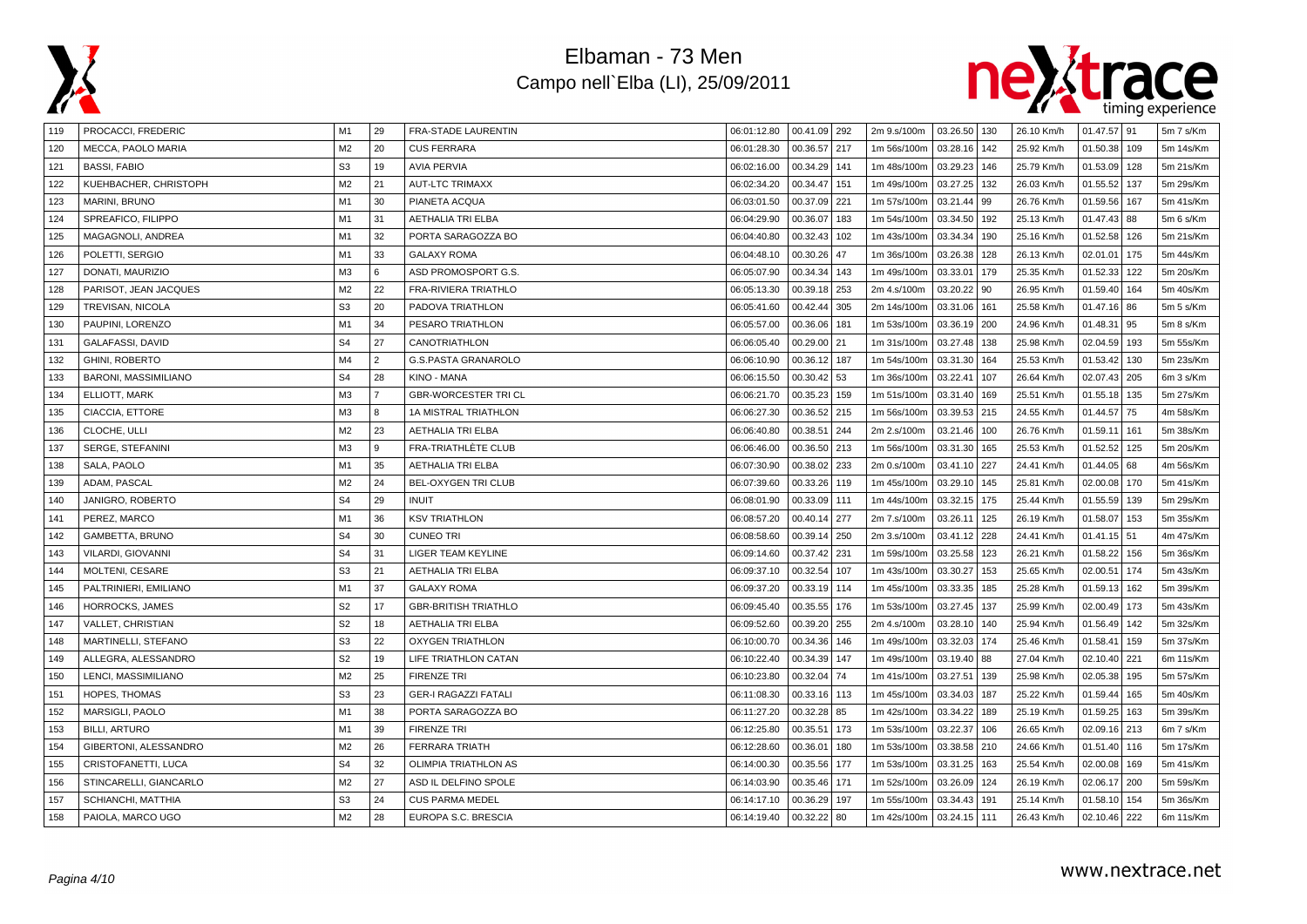# Elbaman - 73 Men

Campo nell`Elba (LI), 25/09/2011

| | | | | | | | | | | | | | | |
|---|---|---|---|---|---|---|---|---|---|---|---|---|---|---|
| 119 | PROCACCI, FREDERIC | M1 | 29 | FRA-STADE LAURENTIN | 06:01:12.80 | 00.41.09 | 292 | 2m 9.s/100m | 03.26.50 | 130 | 26.10 Km/h | 01.47.57 | 91 | 5m 7 s/Km |
| 120 | MECCA, PAOLO MARIA | M2 | 20 | CUS FERRARA | 06:01:28.30 | 00.36.57 | 217 | 1m 56s/100m | 03.28.16 | 142 | 25.92 Km/h | 01.50.38 | 109 | 5m 14s/Km |
| 121 | BASSI, FABIO | S3 | 19 | AVIA PERVIA | 06:02:16.00 | 00.34.29 | 141 | 1m 48s/100m | 03.29.23 | 146 | 25.79 Km/h | 01.53.09 | 128 | 5m 21s/Km |
| 122 | KUEHBACHER, CHRISTOPH | M2 | 21 | AUT-LTC TRIMAXX | 06:02:34.20 | 00.34.47 | 151 | 1m 49s/100m | 03.27.25 | 132 | 26.03 Km/h | 01.55.52 | 137 | 5m 29s/Km |
| 123 | MARINI, BRUNO | M1 | 30 | PIANETA ACQUA | 06:03:01.50 | 00.37.09 | 221 | 1m 57s/100m | 03.21.44 | 99 | 26.76 Km/h | 01.59.56 | 167 | 5m 41s/Km |
| 124 | SPREAFICO, FILIPPO | M1 | 31 | AETHALIA TRI ELBA | 06:04:29.90 | 00.36.07 | 183 | 1m 54s/100m | 03.34.50 | 192 | 25.13 Km/h | 01.47.43 | 88 | 5m 6 s/Km |
| 125 | MAGAGNOLI, ANDREA | M1 | 32 | PORTA SARAGOZZA BO | 06:04:40.80 | 00.32.43 | 102 | 1m 43s/100m | 03.34.34 | 190 | 25.16 Km/h | 01.52.58 | 126 | 5m 21s/Km |
| 126 | POLETTI, SERGIO | M1 | 33 | GALAXY ROMA | 06:04:48.10 | 00.30.26 | 47 | 1m 36s/100m | 03.26.38 | 128 | 26.13 Km/h | 02.01.01 | 175 | 5m 44s/Km |
| 127 | DONATI, MAURIZIO | M3 | 6 | ASD PROMOSPORT G.S. | 06:05:07.90 | 00.34.34 | 143 | 1m 49s/100m | 03.33.01 | 179 | 25.35 Km/h | 01.52.33 | 122 | 5m 20s/Km |
| 128 | PARISOT, JEAN JACQUES | M2 | 22 | FRA-RIVIERA TRIATHLO | 06:05:13.30 | 00.39.18 | 253 | 2m 4.s/100m | 03.20.22 | 90 | 26.95 Km/h | 01.59.40 | 164 | 5m 40s/Km |
| 129 | TREVISAN, NICOLA | S3 | 20 | PADOVA TRIATHLON | 06:05:41.60 | 00.42.44 | 305 | 2m 14s/100m | 03.31.06 | 161 | 25.58 Km/h | 01.47.16 | 86 | 5m 5 s/Km |
| 130 | PAUPINI, LORENZO | M1 | 34 | PESARO TRIATHLON | 06:05:57.00 | 00.36.06 | 181 | 1m 53s/100m | 03.36.19 | 200 | 24.96 Km/h | 01.48.31 | 95 | 5m 8 s/Km |
| 131 | GALAFASSI, DAVID | S4 | 27 | CANOTRIATHLON | 06:06:05.40 | 00.29.00 | 21 | 1m 31s/100m | 03.27.48 | 138 | 25.98 Km/h | 02.04.59 | 193 | 5m 55s/Km |
| 132 | GHINI, ROBERTO | M4 | 2 | G.S.PASTA GRANAROLO | 06:06:10.90 | 00.36.12 | 187 | 1m 54s/100m | 03.31.30 | 164 | 25.53 Km/h | 01.53.42 | 130 | 5m 23s/Km |
| 133 | BARONI, MASSIMILIANO | S4 | 28 | KINO - MANA | 06:06:15.50 | 00.30.42 | 53 | 1m 36s/100m | 03.22.41 | 107 | 26.64 Km/h | 02.07.43 | 205 | 6m 3 s/Km |
| 134 | ELLIOTT, MARK | M3 | 7 | GBR-WORCESTER TRI CL | 06:06:21.70 | 00.35.23 | 159 | 1m 51s/100m | 03.31.40 | 169 | 25.51 Km/h | 01.55.18 | 135 | 5m 27s/Km |
| 135 | CIACCIA, ETTORE | M3 | 8 | 1A MISTRAL TRIATHLON | 06:06:27.30 | 00.36.52 | 215 | 1m 56s/100m | 03.39.53 | 215 | 24.55 Km/h | 01.44.57 | 75 | 4m 58s/Km |
| 136 | CLOCHE, ULLI | M2 | 23 | AETHALIA TRI ELBA | 06:06:40.80 | 00.38.51 | 244 | 2m 2.s/100m | 03.21.46 | 100 | 26.76 Km/h | 01.59.11 | 161 | 5m 38s/Km |
| 137 | SERGE, STEFANINI | M3 | 9 | FRA-TRIATHLÈTE CLUB | 06:06:46.00 | 00.36.50 | 213 | 1m 56s/100m | 03.31.30 | 165 | 25.53 Km/h | 01.52.52 | 125 | 5m 20s/Km |
| 138 | SALA, PAOLO | M1 | 35 | AETHALIA TRI ELBA | 06:07:30.90 | 00.38.02 | 233 | 2m 0.s/100m | 03.41.10 | 227 | 24.41 Km/h | 01.44.05 | 68 | 4m 56s/Km |
| 139 | ADAM, PASCAL | M2 | 24 | BEL-OXYGEN TRI CLUB | 06:07:39.60 | 00.33.26 | 119 | 1m 45s/100m | 03.29.10 | 145 | 25.81 Km/h | 02.00.08 | 170 | 5m 41s/Km |
| 140 | JANIGRO, ROBERTO | S4 | 29 | INUIT | 06:08:01.90 | 00.33.09 | 111 | 1m 44s/100m | 03.32.15 | 175 | 25.44 Km/h | 01.55.59 | 139 | 5m 29s/Km |
| 141 | PEREZ, MARCO | M1 | 36 | KSV TRIATHLON | 06:08:57.20 | 00.40.14 | 277 | 2m 7.s/100m | 03.26.11 | 125 | 26.19 Km/h | 01.58.07 | 153 | 5m 35s/Km |
| 142 | GAMBETTA, BRUNO | S4 | 30 | CUNEO TRI | 06:08:58.60 | 00.39.14 | 250 | 2m 3.s/100m | 03.41.12 | 228 | 24.41 Km/h | 01.41.15 | 51 | 4m 47s/Km |
| 143 | VILARDI, GIOVANNI | S4 | 31 | LIGER TEAM KEYLINE | 06:09:14.60 | 00.37.42 | 231 | 1m 59s/100m | 03.25.58 | 123 | 26.21 Km/h | 01.58.22 | 156 | 5m 36s/Km |
| 144 | MOLTENI, CESARE | S3 | 21 | AETHALIA TRI ELBA | 06:09:37.10 | 00.32.54 | 107 | 1m 43s/100m | 03.30.27 | 153 | 25.65 Km/h | 02.00.51 | 174 | 5m 43s/Km |
| 145 | PALTRINIERI, EMILIANO | M1 | 37 | GALAXY ROMA | 06:09:37.20 | 00.33.19 | 114 | 1m 45s/100m | 03.33.35 | 185 | 25.28 Km/h | 01.59.13 | 162 | 5m 39s/Km |
| 146 | HORROCKS, JAMES | S2 | 17 | GBR-BRITISH TRIATHLO | 06:09:45.40 | 00.35.55 | 176 | 1m 53s/100m | 03.27.45 | 137 | 25.99 Km/h | 02.00.49 | 173 | 5m 43s/Km |
| 147 | VALLET, CHRISTIAN | S2 | 18 | AETHALIA TRI ELBA | 06:09:52.60 | 00.39.20 | 255 | 2m 4.s/100m | 03.28.10 | 140 | 25.94 Km/h | 01.56.49 | 142 | 5m 32s/Km |
| 148 | MARTINELLI, STEFANO | S3 | 22 | OXYGEN TRIATHLON | 06:10:00.70 | 00.34.36 | 146 | 1m 49s/100m | 03.32.03 | 174 | 25.46 Km/h | 01.58.41 | 159 | 5m 37s/Km |
| 149 | ALLEGRA, ALESSANDRO | S2 | 19 | LIFE TRIATHLON CATAN | 06:10:22.40 | 00.34.39 | 147 | 1m 49s/100m | 03.19.40 | 88 | 27.04 Km/h | 02.10.40 | 221 | 6m 11s/Km |
| 150 | LENCI, MASSIMILIANO | M2 | 25 | FIRENZE TRI | 06:10:23.80 | 00.32.04 | 74 | 1m 41s/100m | 03.27.51 | 139 | 25.98 Km/h | 02.05.38 | 195 | 5m 57s/Km |
| 151 | HOPES, THOMAS | S3 | 23 | GER-I RAGAZZI FATALI | 06:11:08.30 | 00.33.16 | 113 | 1m 45s/100m | 03.34.03 | 187 | 25.22 Km/h | 01.59.44 | 165 | 5m 40s/Km |
| 152 | MARSIGLI, PAOLO | M1 | 38 | PORTA SARAGOZZA BO | 06:11:27.20 | 00.32.28 | 85 | 1m 42s/100m | 03.34.22 | 189 | 25.19 Km/h | 01.59.25 | 163 | 5m 39s/Km |
| 153 | BILLI, ARTURO | M1 | 39 | FIRENZE TRI | 06:12:25.80 | 00.35.51 | 173 | 1m 53s/100m | 03.22.37 | 106 | 26.65 Km/h | 02.09.16 | 213 | 6m 7 s/Km |
| 154 | GIBERTONI, ALESSANDRO | M2 | 26 | FERRARA TRIATH | 06:12:28.60 | 00.36.01 | 180 | 1m 53s/100m | 03.38.58 | 210 | 24.66 Km/h | 01.51.40 | 116 | 5m 17s/Km |
| 155 | CRISTOFANETTI, LUCA | S4 | 32 | OLIMPIA TRIATHLON AS | 06:14:00.30 | 00.35.56 | 177 | 1m 53s/100m | 03.31.25 | 163 | 25.54 Km/h | 02.00.08 | 169 | 5m 41s/Km |
| 156 | STINCARELLI, GIANCARLO | M2 | 27 | ASD IL DELFINO SPOLE | 06:14:03.90 | 00.35.46 | 171 | 1m 52s/100m | 03.26.09 | 124 | 26.19 Km/h | 02.06.17 | 200 | 5m 59s/Km |
| 157 | SCHIANCHI, MATTHIA | S3 | 24 | CUS PARMA MEDEL | 06:14:17.10 | 00.36.29 | 197 | 1m 55s/100m | 03.34.43 | 191 | 25.14 Km/h | 01.58.10 | 154 | 5m 36s/Km |
| 158 | PAIOLA, MARCO UGO | M2 | 28 | EUROPA S.C. BRESCIA | 06:14:19.40 | 00.32.22 | 80 | 1m 42s/100m | 03.24.15 | 111 | 26.43 Km/h | 02.10.46 | 222 | 6m 11s/Km |

www.nextrace.net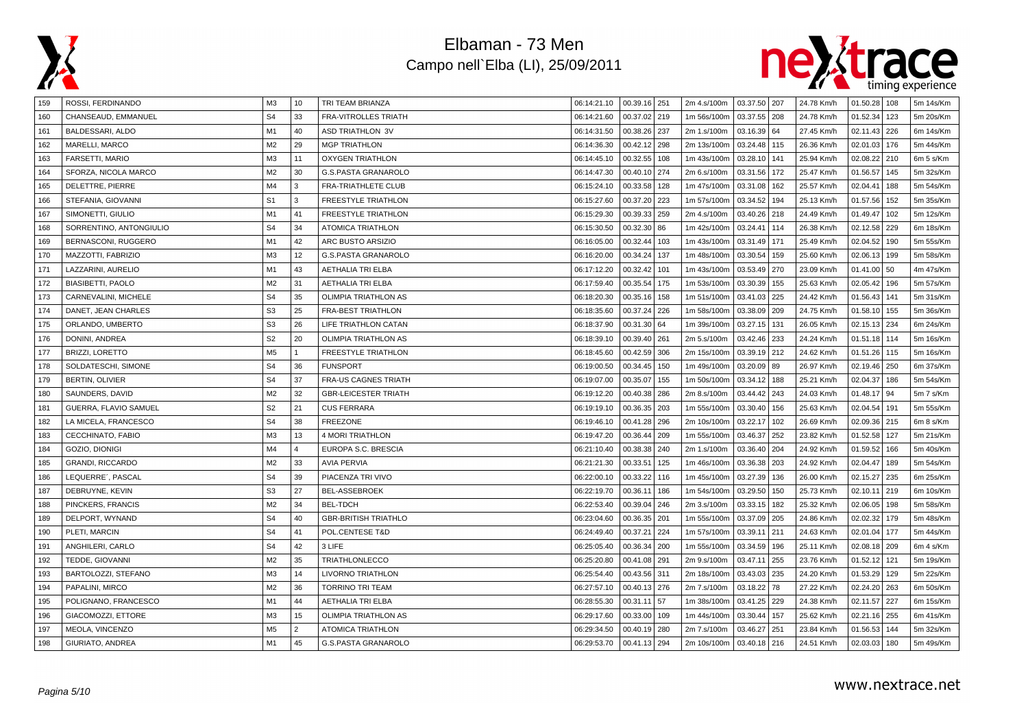# Elbaman - 73 Men
## Campo nell`Elba (LI), 25/09/2011

| | | | | | | | | | | | | | | |
|---|---|---|---|---|---|---|---|---|---|---|---|---|---|---|
| 159 | ROSSI, FERDINANDO | M3 | 10 | TRI TEAM BRIANZA | 06:14:21.10 | 00.39.16 | 251 | 2m 4.s/100m | 03.37.50 | 207 | 24.78 Km/h | 01.50.28 | 108 | 5m 14s/Km |
| 160 | CHANSEAUD, EMMANUEL | S4 | 33 | FRA-VITROLLES TRIATH | 06:14:21.60 | 00.37.02 | 219 | 1m 56s/100m | 03.37.55 | 208 | 24.78 Km/h | 01.52.34 | 123 | 5m 20s/Km |
| 161 | BALDESSARI, ALDO | M1 | 40 | ASD TRIATHLON 3V | 06:14:31.50 | 00.38.26 | 237 | 2m 1.s/100m | 03.16.39 | 64 | 27.45 Km/h | 02.11.43 | 226 | 6m 14s/Km |
| 162 | MARELLI, MARCO | M2 | 29 | MGP TRIATHLON | 06:14:36.30 | 00.42.12 | 298 | 2m 13s/100m | 03.24.48 | 115 | 26.36 Km/h | 02.01.03 | 176 | 5m 44s/Km |
| 163 | FARSETTI, MARIO | M3 | 11 | OXYGEN TRIATHLON | 06:14:45.10 | 00.32.55 | 108 | 1m 43s/100m | 03.28.10 | 141 | 25.94 Km/h | 02.08.22 | 210 | 6m 5 s/Km |
| 164 | SFORZA, NICOLA MARCO | M2 | 30 | G.S.PASTA GRANAROLO | 06:14:47.30 | 00.40.10 | 274 | 2m 6.s/100m | 03.31.56 | 172 | 25.47 Km/h | 01.56.57 | 145 | 5m 32s/Km |
| 165 | DELETTRE, PIERRE | M4 | 3 | FRA-TRIATHLETE CLUB | 06:15:24.10 | 00.33.58 | 128 | 1m 47s/100m | 03.31.08 | 162 | 25.57 Km/h | 02.04.41 | 188 | 5m 54s/Km |
| 166 | STEFANIA, GIOVANNI | S1 | 3 | FREESTYLE TRIATHLON | 06:15:27.60 | 00.37.20 | 223 | 1m 57s/100m | 03.34.52 | 194 | 25.13 Km/h | 01.57.56 | 152 | 5m 35s/Km |
| 167 | SIMONETTI, GIULIO | M1 | 41 | FREESTYLE TRIATHLON | 06:15:29.30 | 00.39.33 | 259 | 2m 4.s/100m | 03.40.26 | 218 | 24.49 Km/h | 01.49.47 | 102 | 5m 12s/Km |
| 168 | SORRENTINO, ANTONGIULIO | S4 | 34 | ATOMICA TRIATHLON | 06:15:30.50 | 00.32.30 | 86 | 1m 42s/100m | 03.24.41 | 114 | 26.38 Km/h | 02.12.58 | 229 | 6m 18s/Km |
| 169 | BERNASCONI, RUGGERO | M1 | 42 | ARC BUSTO ARSIZIO | 06:16:05.00 | 00.32.44 | 103 | 1m 43s/100m | 03.31.49 | 171 | 25.49 Km/h | 02.04.52 | 190 | 5m 55s/Km |
| 170 | MAZZOTTI, FABRIZIO | M3 | 12 | G.S.PASTA GRANAROLO | 06:16:20.00 | 00.34.24 | 137 | 1m 48s/100m | 03.30.54 | 159 | 25.60 Km/h | 02.06.13 | 199 | 5m 58s/Km |
| 171 | LAZZARINI, AURELIO | M1 | 43 | AETHALIA TRI ELBA | 06:17:12.20 | 00.32.42 | 101 | 1m 43s/100m | 03.53.49 | 270 | 23.09 Km/h | 01.41.00 | 50 | 4m 47s/Km |
| 172 | BIASIBETTI, PAOLO | M2 | 31 | AETHALIA TRI ELBA | 06:17:59.40 | 00.35.54 | 175 | 1m 53s/100m | 03.30.39 | 155 | 25.63 Km/h | 02.05.42 | 196 | 5m 57s/Km |
| 173 | CARNEVALINI, MICHELE | S4 | 35 | OLIMPIA TRIATHLON AS | 06:18:20.30 | 00.35.16 | 158 | 1m 51s/100m | 03.41.03 | 225 | 24.42 Km/h | 01.56.43 | 141 | 5m 31s/Km |
| 174 | DANET, JEAN CHARLES | S3 | 25 | FRA-BEST TRIATHLON | 06:18:35.60 | 00.37.24 | 226 | 1m 58s/100m | 03.38.09 | 209 | 24.75 Km/h | 01.58.10 | 155 | 5m 36s/Km |
| 175 | ORLANDO, UMBERTO | S3 | 26 | LIFE TRIATHLON CATAN | 06:18:37.90 | 00.31.30 | 64 | 1m 39s/100m | 03.27.15 | 131 | 26.05 Km/h | 02.15.13 | 234 | 6m 24s/Km |
| 176 | DONINI, ANDREA | S2 | 20 | OLIMPIA TRIATHLON AS | 06:18:39.10 | 00.39.40 | 261 | 2m 5.s/100m | 03.42.46 | 233 | 24.24 Km/h | 01.51.18 | 114 | 5m 16s/Km |
| 177 | BRIZZI, LORETTO | M5 | 1 | FREESTYLE TRIATHLON | 06:18:45.60 | 00.42.59 | 306 | 2m 15s/100m | 03.39.19 | 212 | 24.62 Km/h | 01.51.26 | 115 | 5m 16s/Km |
| 178 | SOLDATESCHI, SIMONE | S4 | 36 | FUNSPORT | 06:19:00.50 | 00.34.45 | 150 | 1m 49s/100m | 03.20.09 | 89 | 26.97 Km/h | 02.19.46 | 250 | 6m 37s/Km |
| 179 | BERTIN, OLIVIER | S4 | 37 | FRA-US CAGNES TRIATH | 06:19:07.00 | 00.35.07 | 155 | 1m 50s/100m | 03.34.12 | 188 | 25.21 Km/h | 02.04.37 | 186 | 5m 54s/Km |
| 180 | SAUNDERS, DAVID | M2 | 32 | GBR-LEICESTER TRIATH | 06:19:12.20 | 00.40.38 | 286 | 2m 8.s/100m | 03.44.42 | 243 | 24.03 Km/h | 01.48.17 | 94 | 5m 7 s/Km |
| 181 | GUERRA, FLAVIO SAMUEL | S2 | 21 | CUS FERRARA | 06:19:19.10 | 00.36.35 | 203 | 1m 55s/100m | 03.30.40 | 156 | 25.63 Km/h | 02.04.54 | 191 | 5m 55s/Km |
| 182 | LA MICELA, FRANCESCO | S4 | 38 | FREEZONE | 06:19:46.10 | 00.41.28 | 296 | 2m 10s/100m | 03.22.17 | 102 | 26.69 Km/h | 02.09.36 | 215 | 6m 8 s/Km |
| 183 | CECCHINATO, FABIO | M3 | 13 | 4 MORI TRIATHLON | 06:19:47.20 | 00.36.44 | 209 | 1m 55s/100m | 03.46.37 | 252 | 23.82 Km/h | 01.52.58 | 127 | 5m 21s/Km |
| 184 | GOZIO, DIONIGI | M4 | 4 | EUROPA S.C. BRESCIA | 06:21:10.40 | 00.38.38 | 240 | 2m 1.s/100m | 03.36.40 | 204 | 24.92 Km/h | 01.59.52 | 166 | 5m 40s/Km |
| 185 | GRANDI, RICCARDO | M2 | 33 | AVIA PERVIA | 06:21:21.30 | 00.33.51 | 125 | 1m 46s/100m | 03.36.38 | 203 | 24.92 Km/h | 02.04.47 | 189 | 5m 54s/Km |
| 186 | LEQUERRE´, PASCAL | S4 | 39 | PIACENZA TRI VIVO | 06:22:00.10 | 00.33.22 | 116 | 1m 45s/100m | 03.27.39 | 136 | 26.00 Km/h | 02.15.27 | 235 | 6m 25s/Km |
| 187 | DEBRUYNE, KEVIN | S3 | 27 | BEL-ASSEBROEK | 06:22:19.70 | 00.36.11 | 186 | 1m 54s/100m | 03.29.50 | 150 | 25.73 Km/h | 02.10.11 | 219 | 6m 10s/Km |
| 188 | PINCKERS, FRANCIS | M2 | 34 | BEL-TDCH | 06:22:53.40 | 00.39.04 | 246 | 2m 3.s/100m | 03.33.15 | 182 | 25.32 Km/h | 02.06.05 | 198 | 5m 58s/Km |
| 189 | DELPORT, WYNAND | S4 | 40 | GBR-BRITISH TRIATHLO | 06:23:04.60 | 00.36.35 | 201 | 1m 55s/100m | 03.37.09 | 205 | 24.86 Km/h | 02.02.32 | 179 | 5m 48s/Km |
| 190 | PLETI, MARCIN | S4 | 41 | POL.CENTESE T&D | 06:24:49.40 | 00.37.21 | 224 | 1m 57s/100m | 03.39.11 | 211 | 24.63 Km/h | 02.01.04 | 177 | 5m 44s/Km |
| 191 | ANGHILERI, CARLO | S4 | 42 | 3 LIFE | 06:25:05.40 | 00.36.34 | 200 | 1m 55s/100m | 03.34.59 | 196 | 25.11 Km/h | 02.08.18 | 209 | 6m 4 s/Km |
| 192 | TEDDE, GIOVANNI | M2 | 35 | TRIATHLONLECCO | 06:25:20.80 | 00.41.08 | 291 | 2m 9.s/100m | 03.47.11 | 255 | 23.76 Km/h | 01.52.12 | 121 | 5m 19s/Km |
| 193 | BARTOLOZZI, STEFANO | M3 | 14 | LIVORNO TRIATHLON | 06:25:54.40 | 00.43.56 | 311 | 2m 18s/100m | 03.43.03 | 235 | 24.20 Km/h | 01.53.29 | 129 | 5m 22s/Km |
| 194 | PAPALINI, MIRCO | M2 | 36 | TORRINO TRI TEAM | 06:27:57.10 | 00.40.13 | 276 | 2m 7.s/100m | 03.18.22 | 78 | 27.22 Km/h | 02.24.20 | 263 | 6m 50s/Km |
| 195 | POLIGNANO, FRANCESCO | M1 | 44 | AETHALIA TRI ELBA | 06:28:55.30 | 00.31.11 | 57 | 1m 38s/100m | 03.41.25 | 229 | 24.38 Km/h | 02.11.57 | 227 | 6m 15s/Km |
| 196 | GIACOMOZZI, ETTORE | M3 | 15 | OLIMPIA TRIATHLON AS | 06:29:17.60 | 00.33.00 | 109 | 1m 44s/100m | 03.30.44 | 157 | 25.62 Km/h | 02.21.16 | 255 | 6m 41s/Km |
| 197 | MEOLA, VINCENZO | M5 | 2 | ATOMICA TRIATHLON | 06:29:34.50 | 00.40.19 | 280 | 2m 7.s/100m | 03.46.27 | 251 | 23.84 Km/h | 01.56.53 | 144 | 5m 32s/Km |
| 198 | GIURIATO, ANDREA | M1 | 45 | G.S.PASTA GRANAROLO | 06:29:53.70 | 00.41.13 | 294 | 2m 10s/100m | 03.40.18 | 216 | 24.51 Km/h | 02.03.03 | 180 | 5m 49s/Km |

www.nextrace.net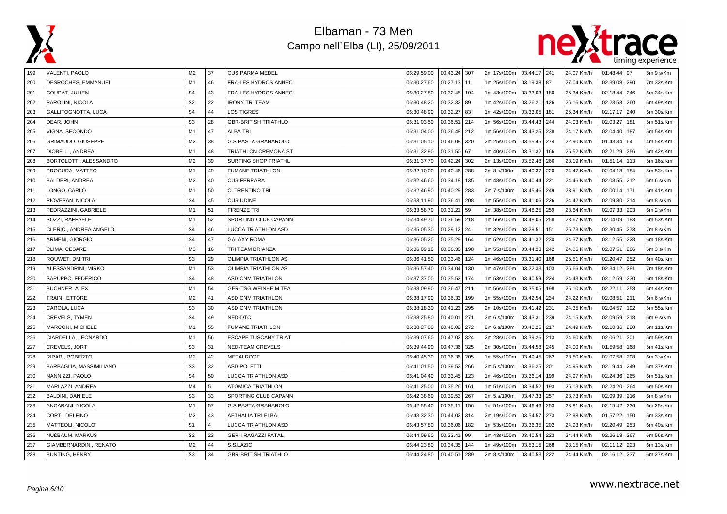# Elbaman - 73 Men

Campo nell`Elba (LI), 25/09/2011

| | | | | | | | | | | | | | | | |
|---|---|---|---|---|---|---|---|---|---|---|---|---|---|---|---|
| 199 | VALENTI, PAOLO | M2 | 37 | CUS PARMA MEDEL | 06:29:59.00 | 00.43.24 | 307 | 2m 17s/100m | 03.44.17 | 241 | 24.07 Km/h | 01.48.44 | 97 | 5m 9 s/Km |
| 200 | DESROCHES, EMMANUEL | M1 | 46 | FRA-LES HYDROS ANNEC | 06:30:27.60 | 00.27.13 | 11 | 1m 25s/100m | 03.19.38 | 87 | 27.04 Km/h | 02.39.08 | 290 | 7m 32s/Km |
| 201 | COUPAT, JULIEN | S4 | 43 | FRA-LES HYDROS ANNEC | 06:30:27.80 | 00.32.45 | 104 | 1m 43s/100m | 03.33.03 | 180 | 25.34 Km/h | 02.18.44 | 246 | 6m 34s/Km |
| 202 | PAROLINI, NICOLA | S2 | 22 | IRONY TRI TEAM | 06:30:48.20 | 00.32.32 | 89 | 1m 42s/100m | 03.26.21 | 126 | 26.16 Km/h | 02.23.53 | 260 | 6m 49s/Km |
| 203 | GALLITOGNOTTA, LUCA | S4 | 44 | LOS TIGRES | 06:30:48.90 | 00.32.27 | 83 | 1m 42s/100m | 03.33.05 | 181 | 25.34 Km/h | 02.17.17 | 240 | 6m 30s/Km |
| 204 | DEAR, JOHN | S3 | 28 | GBR-BRITISH TRIATHLO | 06:31:03.50 | 00.36.51 | 214 | 1m 56s/100m | 03.44.43 | 244 | 24.03 Km/h | 02.03.27 | 181 | 5m 51s/Km |
| 205 | VIGNA, SECONDO | M1 | 47 | ALBA TRI | 06:31:04.00 | 00.36.48 | 212 | 1m 56s/100m | 03.43.25 | 238 | 24.17 Km/h | 02.04.40 | 187 | 5m 54s/Km |
| 206 | GRIMAUDO, GIUSEPPE | M2 | 38 | G.S.PASTA GRANAROLO | 06:31:05.10 | 00.46.08 | 320 | 2m 25s/100m | 03.55.45 | 274 | 22.90 Km/h | 01.43.34 | 64 | 4m 54s/Km |
| 207 | DIOBELLI, ANDREA | M1 | 48 | TRIATHLON CREMONA ST | 06:31:32.90 | 00.31.50 | 67 | 1m 40s/100m | 03.31.32 | 166 | 25.52 Km/h | 02.21.29 | 256 | 6m 42s/Km |
| 208 | BORTOLOTTI, ALESSANDRO | M2 | 39 | SURFING SHOP TRIATHL | 06:31:37.70 | 00.42.24 | 302 | 2m 13s/100m | 03.52.48 | 266 | 23.19 Km/h | 01.51.14 | 113 | 5m 16s/Km |
| 209 | PROCURA, MATTEO | M1 | 49 | FUMANE TRIATHLON | 06:32:10.00 | 00.40.46 | 288 | 2m 8.s/100m | 03.40.37 | 220 | 24.47 Km/h | 02.04.18 | 184 | 5m 53s/Km |
| 210 | BALDERI, ANDREA | M2 | 40 | CUS FERRARA | 06:32:46.60 | 00.34.18 | 135 | 1m 48s/100m | 03.40.44 | 221 | 24.46 Km/h | 02.08.55 | 212 | 6m 6 s/Km |
| 211 | LONGO, CARLO | M1 | 50 | C. TRENTINO TRI | 06:32:46.90 | 00.40.29 | 283 | 2m 7.s/100m | 03.45.46 | 249 | 23.91 Km/h | 02.00.14 | 171 | 5m 41s/Km |
| 212 | PIOVESAN, NICOLA | S4 | 45 | CUS UDINE | 06:33:11.90 | 00.36.41 | 208 | 1m 55s/100m | 03.41.06 | 226 | 24.42 Km/h | 02.09.30 | 214 | 6m 8 s/Km |
| 213 | PEDRAZZINI, GABRIELE | M1 | 51 | FIRENZE TRI | 06:33:58.70 | 00.31.21 | 59 | 1m 38s/100m | 03.48.25 | 259 | 23.64 Km/h | 02.07.33 | 203 | 6m 2 s/Km |
| 214 | SOZZI, RAFFAELE | M1 | 52 | SPORTING CLUB CAPANN | 06:34:49.70 | 00.36.59 | 218 | 1m 56s/100m | 03.48.05 | 258 | 23.67 Km/h | 02.04.09 | 183 | 5m 53s/Km |
| 215 | CLERICI, ANDREA ANGELO | S4 | 46 | LUCCA TRIATHLON ASD | 06:35:05.30 | 00.29.12 | 24 | 1m 32s/100m | 03.29.51 | 151 | 25.73 Km/h | 02.30.45 | 273 | 7m 8 s/Km |
| 216 | ARMENI, GIORGIO | S4 | 47 | GALAXY ROMA | 06:36:05.20 | 00.35.29 | 164 | 1m 52s/100m | 03.41.32 | 230 | 24.37 Km/h | 02.12.55 | 228 | 6m 18s/Km |
| 217 | CLIMA, CESARE | M3 | 16 | TRI TEAM BRIANZA | 06:36:09.10 | 00.36.30 | 198 | 1m 55s/100m | 03.44.23 | 242 | 24.06 Km/h | 02.07.51 | 206 | 6m 3 s/Km |
| 218 | ROUWET, DMITRI | S3 | 29 | OLIMPIA TRIATHLON AS | 06:36:41.50 | 00.33.46 | 124 | 1m 46s/100m | 03.31.40 | 168 | 25.51 Km/h | 02.20.47 | 252 | 6m 40s/Km |
| 219 | ALESSANDRINI, MIRKO | M1 | 53 | OLIMPIA TRIATHLON AS | 06:36:57.40 | 00.34.04 | 130 | 1m 47s/100m | 03.22.33 | 103 | 26.66 Km/h | 02.34.12 | 281 | 7m 18s/Km |
| 220 | SAPUPPO, FEDERICO | S4 | 48 | ASD CNM TRIATHLON | 06:37:37.00 | 00.35.52 | 174 | 1m 53s/100m | 03.40.59 | 224 | 24.43 Km/h | 02.12.59 | 230 | 6m 18s/Km |
| 221 | BÜCHNER, ALEX | M1 | 54 | GER-TSG WEINHEIM TEA | 06:38:09.90 | 00.36.47 | 211 | 1m 56s/100m | 03.35.05 | 198 | 25.10 Km/h | 02.22.11 | 258 | 6m 44s/Km |
| 222 | TRAINI, ETTORE | M2 | 41 | ASD CNM TRIATHLON | 06:38:17.90 | 00.36.33 | 199 | 1m 55s/100m | 03.42.54 | 234 | 24.22 Km/h | 02.08.51 | 211 | 6m 6 s/Km |
| 223 | CAROLA, LUCA | S3 | 30 | ASD CNM TRIATHLON | 06:38:18.30 | 00.41.23 | 295 | 2m 10s/100m | 03.41.42 | 231 | 24.35 Km/h | 02.04.57 | 192 | 5m 55s/Km |
| 224 | CREVELS, TYMEN | S4 | 49 | NED-DTC | 06:38:25.80 | 00.40.01 | 271 | 2m 6.s/100m | 03.43.31 | 239 | 24.15 Km/h | 02.09.59 | 218 | 6m 9 s/Km |
| 225 | MARCONI, MICHELE | M1 | 55 | FUMANE TRIATHLON | 06:38:27.00 | 00.40.02 | 272 | 2m 6.s/100m | 03.40.25 | 217 | 24.49 Km/h | 02.10.36 | 220 | 6m 11s/Km |
| 226 | CIARDELLA, LEONARDO | M1 | 56 | ESCAPE TUSCANY TRIAT | 06:39:07.60 | 00.47.02 | 324 | 2m 28s/100m | 03.39.26 | 213 | 24.60 Km/h | 02.06.21 | 201 | 5m 59s/Km |
| 227 | CREVELS, JORT | S3 | 31 | NED-TEAM CREVELS | 06:39:44.90 | 00.47.36 | 325 | 2m 30s/100m | 03.44.58 | 245 | 24.00 Km/h | 01.59.58 | 168 | 5m 41s/Km |
| 228 | RIPARI, ROBERTO | M2 | 42 | METALROOF | 06:40:45.30 | 00.36.36 | 205 | 1m 55s/100m | 03.49.45 | 262 | 23.50 Km/h | 02.07.58 | 208 | 6m 3 s/Km |
| 229 | BARBAGLIA, MASSIMILIANO | S3 | 32 | ASD POLETTI | 06:41:01.50 | 00.39.52 | 266 | 2m 5.s/100m | 03.36.25 | 201 | 24.95 Km/h | 02.19.44 | 249 | 6m 37s/Km |
| 230 | NANNIZZI, PAOLO | S4 | 50 | LUCCA TRIATHLON ASD | 06:41:04.40 | 00.33.45 | 123 | 1m 46s/100m | 03.36.14 | 199 | 24.97 Km/h | 02.24.36 | 265 | 6m 51s/Km |
| 231 | MARLAZZI, ANDREA | M4 | 5 | ATOMICA TRIATHLON | 06:41:25.00 | 00.35.26 | 161 | 1m 51s/100m | 03.34.52 | 193 | 25.13 Km/h | 02.24.20 | 264 | 6m 50s/Km |
| 232 | BALDINI, DANIELE | S3 | 33 | SPORTING CLUB CAPANN | 06:42:38.60 | 00.39.53 | 267 | 2m 5.s/100m | 03.47.33 | 257 | 23.73 Km/h | 02.09.39 | 216 | 6m 8 s/Km |
| 233 | ANCARANI, NICOLA | M1 | 57 | G.S.PASTA GRANAROLO | 06:42:55.40 | 00.35.11 | 156 | 1m 51s/100m | 03.46.46 | 253 | 23.81 Km/h | 02.15.42 | 236 | 6m 25s/Km |
| 234 | CORTI, DELFINO | M2 | 43 | AETHALIA TRI ELBA | 06:43:32.30 | 00.44.02 | 314 | 2m 19s/100m | 03.54.57 | 273 | 22.98 Km/h | 01.57.22 | 150 | 5m 33s/Km |
| 235 | MATTEOLI, NICOLO´ | S1 | 4 | LUCCA TRIATHLON ASD | 06:43:57.80 | 00.36.06 | 182 | 1m 53s/100m | 03.36.35 | 202 | 24.93 Km/h | 02.20.49 | 253 | 6m 40s/Km |
| 236 | NUßBAUM, MARKUS | S2 | 23 | GER-I RAGAZZI FATALI | 06:44:09.60 | 00.32.41 | 99 | 1m 43s/100m | 03.40.54 | 223 | 24.44 Km/h | 02.26.18 | 267 | 6m 56s/Km |
| 237 | GIAMBERNARDINI, RENATO | M2 | 44 | S.S.LAZIO | 06:44:23.80 | 00.34.35 | 144 | 1m 49s/100m | 03.53.15 | 268 | 23.15 Km/h | 02.11.12 | 223 | 6m 13s/Km |
| 238 | BUNTING, HENRY | S3 | 34 | GBR-BRITISH TRIATHLO | 06:44:24.80 | 00.40.51 | 289 | 2m 8.s/100m | 03.40.53 | 222 | 24.44 Km/h | 02.16.12 | 237 | 6m 27s/Km |

www.nextrace.net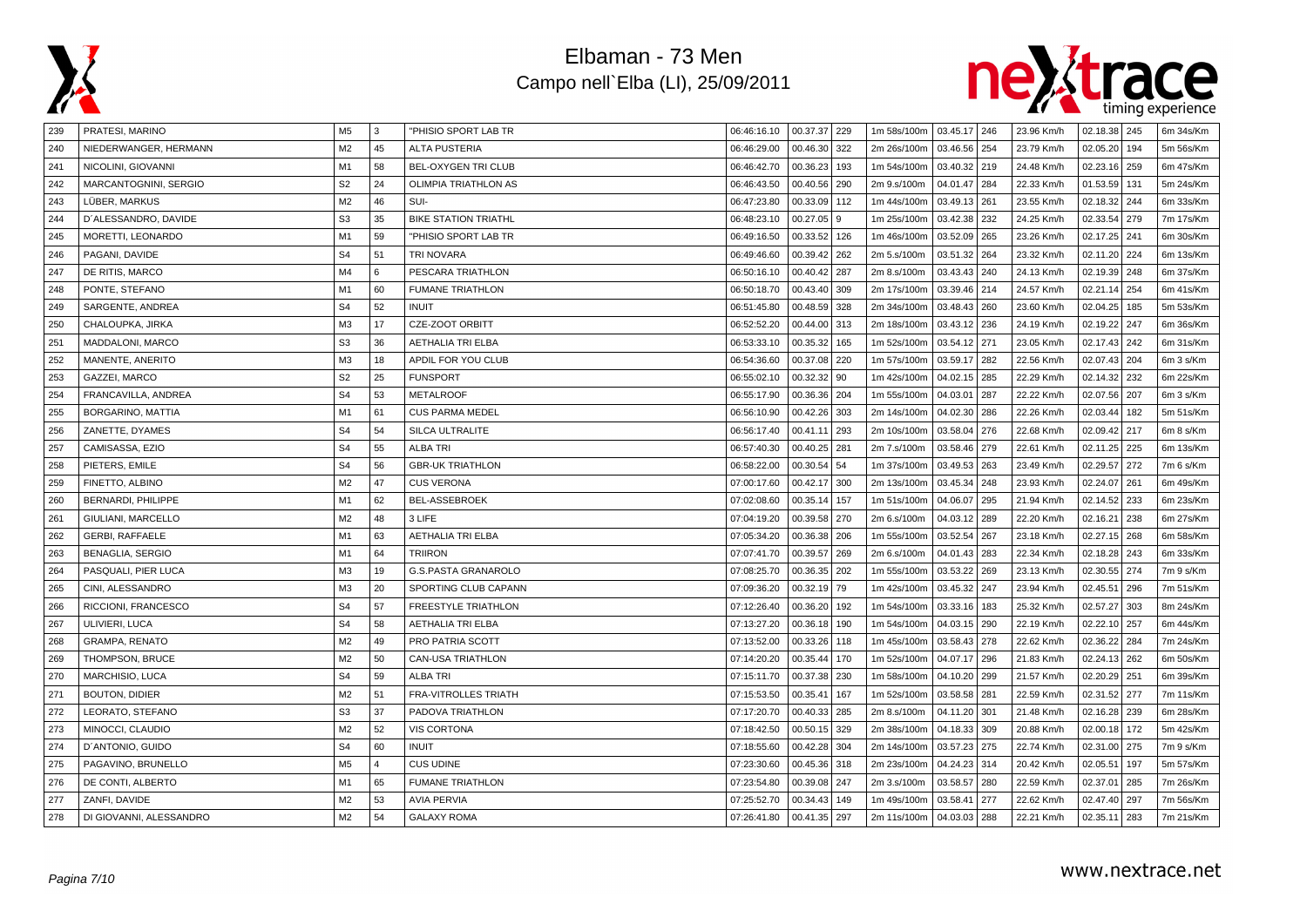# Elbaman - 73 Men

Campo nell`Elba (LI), 25/09/2011

| | | | | | | | | | | | | | | | |
|---|---|---|---|---|---|---|---|---|---|---|---|---|---|---|---|
| 239 | PRATESI, MARINO | M5 | 3 | "PHISIO SPORT LAB TR | 06:46:16.10 | 00.37.37 | 229 | 1m 58s/100m | 03.45.17 | 246 | 23.96 Km/h | 02.18.38 | 245 | 6m 34s/Km |
| 240 | NIEDERWANGER, HERMANN | M2 | 45 | ALTA PUSTERIA | 06:46:29.00 | 00.46.30 | 322 | 2m 26s/100m | 03.46.56 | 254 | 23.79 Km/h | 02.05.20 | 194 | 5m 56s/Km |
| 241 | NICOLINI, GIOVANNI | M1 | 58 | BEL-OXYGEN TRI CLUB | 06:46:42.70 | 00.36.23 | 193 | 1m 54s/100m | 03.40.32 | 219 | 24.48 Km/h | 02.23.16 | 259 | 6m 47s/Km |
| 242 | MARCANTOGNINI, SERGIO | S2 | 24 | OLIMPIA TRIATHLON AS | 06:46:43.50 | 00.40.56 | 290 | 2m 9.s/100m | 04.01.47 | 284 | 22.33 Km/h | 01.53.59 | 131 | 5m 24s/Km |
| 243 | LÜBER, MARKUS | M2 | 46 | SUI- | 06:47:23.80 | 00.33.09 | 112 | 1m 44s/100m | 03.49.13 | 261 | 23.55 Km/h | 02.18.32 | 244 | 6m 33s/Km |
| 244 | D´ALESSANDRO, DAVIDE | S3 | 35 | BIKE STATION TRIATHL | 06:48:23.10 | 00.27.05 | 9 | 1m 25s/100m | 03.42.38 | 232 | 24.25 Km/h | 02.33.54 | 279 | 7m 17s/Km |
| 245 | MORETTI, LEONARDO | M1 | 59 | "PHISIO SPORT LAB TR | 06:49:16.50 | 00.33.52 | 126 | 1m 46s/100m | 03.52.09 | 265 | 23.26 Km/h | 02.17.25 | 241 | 6m 30s/Km |
| 246 | PAGANI, DAVIDE | S4 | 51 | TRI NOVARA | 06:49:46.60 | 00.39.42 | 262 | 2m 5.s/100m | 03.51.32 | 264 | 23.32 Km/h | 02.11.20 | 224 | 6m 13s/Km |
| 247 | DE RITIS, MARCO | M4 | 6 | PESCARA TRIATHLON | 06:50:16.10 | 00.40.42 | 287 | 2m 8.s/100m | 03.43.43 | 240 | 24.13 Km/h | 02.19.39 | 248 | 6m 37s/Km |
| 248 | PONTE, STEFANO | M1 | 60 | FUMANE TRIATHLON | 06:50:18.70 | 00.43.40 | 309 | 2m 17s/100m | 03.39.46 | 214 | 24.57 Km/h | 02.21.14 | 254 | 6m 41s/Km |
| 249 | SARGENTE, ANDREA | S4 | 52 | INUIT | 06:51:45.80 | 00.48.59 | 328 | 2m 34s/100m | 03.48.43 | 260 | 23.60 Km/h | 02.04.25 | 185 | 5m 53s/Km |
| 250 | CHALOUPKA, JIRKA | M3 | 17 | CZE-ZOOT ORBITT | 06:52:52.20 | 00.44.00 | 313 | 2m 18s/100m | 03.43.12 | 236 | 24.19 Km/h | 02.19.22 | 247 | 6m 36s/Km |
| 251 | MADDALONI, MARCO | S3 | 36 | AETHALIA TRI ELBA | 06:53:33.10 | 00.35.32 | 165 | 1m 52s/100m | 03.54.12 | 271 | 23.05 Km/h | 02.17.43 | 242 | 6m 31s/Km |
| 252 | MANENTE, ANERITO | M3 | 18 | APDIL FOR YOU CLUB | 06:54:36.60 | 00.37.08 | 220 | 1m 57s/100m | 03.59.17 | 282 | 22.56 Km/h | 02.07.43 | 204 | 6m 3 s/Km |
| 253 | GAZZEI, MARCO | S2 | 25 | FUNSPORT | 06:55:02.10 | 00.32.32 | 90 | 1m 42s/100m | 04.02.15 | 285 | 22.29 Km/h | 02.14.32 | 232 | 6m 22s/Km |
| 254 | FRANCAVILLA, ANDREA | S4 | 53 | METALROOF | 06:55:17.90 | 00.36.36 | 204 | 1m 55s/100m | 04.03.01 | 287 | 22.22 Km/h | 02.07.56 | 207 | 6m 3 s/Km |
| 255 | BORGARINO, MATTIA | M1 | 61 | CUS PARMA MEDEL | 06:56:10.90 | 00.42.26 | 303 | 2m 14s/100m | 04.02.30 | 286 | 22.26 Km/h | 02.03.44 | 182 | 5m 51s/Km |
| 256 | ZANETTE, DYAMES | S4 | 54 | SILCA ULTRALITE | 06:56:17.40 | 00.41.11 | 293 | 2m 10s/100m | 03.58.04 | 276 | 22.68 Km/h | 02.09.42 | 217 | 6m 8 s/Km |
| 257 | CAMISASSA, EZIO | S4 | 55 | ALBA TRI | 06:57:40.30 | 00.40.25 | 281 | 2m 7.s/100m | 03.58.46 | 279 | 22.61 Km/h | 02.11.25 | 225 | 6m 13s/Km |
| 258 | PIETERS, EMILE | S4 | 56 | GBR-UK TRIATHLON | 06:58:22.00 | 00.30.54 | 54 | 1m 37s/100m | 03.49.53 | 263 | 23.49 Km/h | 02.29.57 | 272 | 7m 6 s/Km |
| 259 | FINETTO, ALBINO | M2 | 47 | CUS VERONA | 07:00:17.60 | 00.42.17 | 300 | 2m 13s/100m | 03.45.34 | 248 | 23.93 Km/h | 02.24.07 | 261 | 6m 49s/Km |
| 260 | BERNARDI, PHILIPPE | M1 | 62 | BEL-ASSEBROEK | 07:02:08.60 | 00.35.14 | 157 | 1m 51s/100m | 04.06.07 | 295 | 21.94 Km/h | 02.14.52 | 233 | 6m 23s/Km |
| 261 | GIULIANI, MARCELLO | M2 | 48 | 3 LIFE | 07:04:19.20 | 00.39.58 | 270 | 2m 6.s/100m | 04.03.12 | 289 | 22.20 Km/h | 02.16.21 | 238 | 6m 27s/Km |
| 262 | GERBI, RAFFAELE | M1 | 63 | AETHALIA TRI ELBA | 07:05:34.20 | 00.36.38 | 206 | 1m 55s/100m | 03.52.54 | 267 | 23.18 Km/h | 02.27.15 | 268 | 6m 58s/Km |
| 263 | BENAGLIA, SERGIO | M1 | 64 | TRIIRON | 07:07:41.70 | 00.39.57 | 269 | 2m 6.s/100m | 04.01.43 | 283 | 22.34 Km/h | 02.18.28 | 243 | 6m 33s/Km |
| 264 | PASQUALI, PIER LUCA | M3 | 19 | G.S.PASTA GRANAROLO | 07:08:25.70 | 00.36.35 | 202 | 1m 55s/100m | 03.53.22 | 269 | 23.13 Km/h | 02.30.55 | 274 | 7m 9 s/Km |
| 265 | CINI, ALESSANDRO | M3 | 20 | SPORTING CLUB CAPANN | 07:09:36.20 | 00.32.19 | 79 | 1m 42s/100m | 03.45.32 | 247 | 23.94 Km/h | 02.45.51 | 296 | 7m 51s/Km |
| 266 | RICCIONI, FRANCESCO | S4 | 57 | FREESTYLE TRIATHLON | 07:12:26.40 | 00.36.20 | 192 | 1m 54s/100m | 03.33.16 | 183 | 25.32 Km/h | 02.57.27 | 303 | 8m 24s/Km |
| 267 | ULIVIERI, LUCA | S4 | 58 | AETHALIA TRI ELBA | 07:13:27.20 | 00.36.18 | 190 | 1m 54s/100m | 04.03.15 | 290 | 22.19 Km/h | 02.22.10 | 257 | 6m 44s/Km |
| 268 | GRAMPA, RENATO | M2 | 49 | PRO PATRIA SCOTT | 07:13:52.00 | 00.33.26 | 118 | 1m 45s/100m | 03.58.43 | 278 | 22.62 Km/h | 02.36.22 | 284 | 7m 24s/Km |
| 269 | THOMPSON, BRUCE | M2 | 50 | CAN-USA TRIATHLON | 07:14:20.20 | 00.35.44 | 170 | 1m 52s/100m | 04.07.17 | 296 | 21.83 Km/h | 02.24.13 | 262 | 6m 50s/Km |
| 270 | MARCHISIO, LUCA | S4 | 59 | ALBA TRI | 07:15:11.70 | 00.37.38 | 230 | 1m 58s/100m | 04.10.20 | 299 | 21.57 Km/h | 02.20.29 | 251 | 6m 39s/Km |
| 271 | BOUTON, DIDIER | M2 | 51 | FRA-VITROLLES TRIATH | 07:15:53.50 | 00.35.41 | 167 | 1m 52s/100m | 03.58.58 | 281 | 22.59 Km/h | 02.31.52 | 277 | 7m 11s/Km |
| 272 | LEORATO, STEFANO | S3 | 37 | PADOVA TRIATHLON | 07:17:20.70 | 00.40.33 | 285 | 2m 8.s/100m | 04.11.20 | 301 | 21.48 Km/h | 02.16.28 | 239 | 6m 28s/Km |
| 273 | MINOCCI, CLAUDIO | M2 | 52 | VIS CORTONA | 07:18:42.50 | 00.50.15 | 329 | 2m 38s/100m | 04.18.33 | 309 | 20.88 Km/h | 02.00.18 | 172 | 5m 42s/Km |
| 274 | D´ANTONIO, GUIDO | S4 | 60 | INUIT | 07:18:55.60 | 00.42.28 | 304 | 2m 14s/100m | 03.57.23 | 275 | 22.74 Km/h | 02.31.00 | 275 | 7m 9 s/Km |
| 275 | PAGAVINO, BRUNELLO | M5 | 4 | CUS UDINE | 07:23:30.60 | 00.45.36 | 318 | 2m 23s/100m | 04.24.23 | 314 | 20.42 Km/h | 02.05.51 | 197 | 5m 57s/Km |
| 276 | DE CONTI, ALBERTO | M1 | 65 | FUMANE TRIATHLON | 07:23:54.80 | 00.39.08 | 247 | 2m 3.s/100m | 03.58.57 | 280 | 22.59 Km/h | 02.37.01 | 285 | 7m 26s/Km |
| 277 | ZANFI, DAVIDE | M2 | 53 | AVIA PERVIA | 07:25:52.70 | 00.34.43 | 149 | 1m 49s/100m | 03.58.41 | 277 | 22.62 Km/h | 02.47.40 | 297 | 7m 56s/Km |
| 278 | DI GIOVANNI, ALESSANDRO | M2 | 54 | GALAXY ROMA | 07:26:41.80 | 00.41.35 | 297 | 2m 11s/100m | 04.03.03 | 288 | 22.21 Km/h | 02.35.11 | 283 | 7m 21s/Km |

www.nextrace.net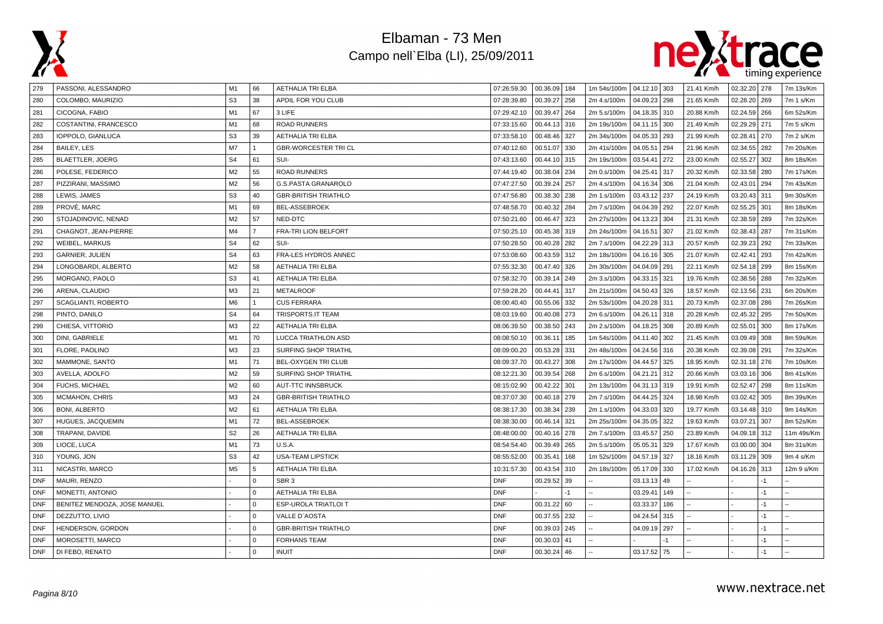# Elbaman - 73 Men

## Campo nell`Elba (LI), 25/09/2011

| | | | | | | | | | | | | | | | |
|---|---|---|---|---|---|---|---|---|---|---|---|---|---|---|---|
| 279 | PASSONI, ALESSANDRO | M1 | 66 | AETHALIA TRI ELBA | 07:26:59.30 | 00.36.09 | 184 | 1m 54s/100m | 04.12.10 | 303 | 21.41 Km/h | 02.32.20 | 278 | 7m 13s/Km |
| 280 | COLOMBO, MAURIZIO | S3 | 38 | APDIL FOR YOU CLUB | 07:28:39.80 | 00.39.27 | 258 | 2m 4.s/100m | 04.09.23 | 298 | 21.65 Km/h | 02.28.20 | 269 | 7m 1 s/Km |
| 281 | CICOGNA, FABIO | M1 | 67 | 3 LIFE | 07:29:42.10 | 00.39.47 | 264 | 2m 5.s/100m | 04.18.35 | 310 | 20.88 Km/h | 02.24.59 | 266 | 6m 52s/Km |
| 282 | COSTANTINI, FRANCESCO | M1 | 68 | ROAD RUNNERS | 07:33:15.60 | 00.44.13 | 316 | 2m 19s/100m | 04.11.15 | 300 | 21.49 Km/h | 02.29.29 | 271 | 7m 5 s/Km |
| 283 | IOPPOLO, GIANLUCA | S3 | 39 | AETHALIA TRI ELBA | 07:33:58.10 | 00.48.46 | 327 | 2m 34s/100m | 04.05.33 | 293 | 21.99 Km/h | 02.28.41 | 270 | 7m 2 s/Km |
| 284 | BAILEY, LES | M7 | 1 | GBR-WORCESTER TRI CL | 07:40:12.60 | 00.51.07 | 330 | 2m 41s/100m | 04.05.51 | 294 | 21.96 Km/h | 02.34.55 | 282 | 7m 20s/Km |
| 285 | BLAETTLER, JOERG | S4 | 61 | SUI- | 07:43:13.60 | 00.44.10 | 315 | 2m 19s/100m | 03.54.41 | 272 | 23.00 Km/h | 02.55.27 | 302 | 8m 18s/Km |
| 286 | POLESE, FEDERICO | M2 | 55 | ROAD RUNNERS | 07:44:19.40 | 00.38.04 | 234 | 2m 0.s/100m | 04.25.41 | 317 | 20.32 Km/h | 02.33.58 | 280 | 7m 17s/Km |
| 287 | PIZZIRANI, MASSIMO | M2 | 56 | G.S.PASTA GRANAROLO | 07:47:27.50 | 00.39.24 | 257 | 2m 4.s/100m | 04.16.34 | 306 | 21.04 Km/h | 02.43.01 | 294 | 7m 43s/Km |
| 288 | LEWIS, JAMES | S3 | 40 | GBR-BRITISH TRIATHLO | 07:47:56.80 | 00.38.30 | 238 | 2m 1.s/100m | 03.43.12 | 237 | 24.19 Km/h | 03.20.43 | 311 | 9m 30s/Km |
| 289 | PROVÉ, MARC | M1 | 69 | BEL-ASSEBROEK | 07:48:58.70 | 00.40.32 | 284 | 2m 7.s/100m | 04.04.39 | 292 | 22.07 Km/h | 02.55.25 | 301 | 8m 18s/Km |
| 290 | STOJADINOVIC, NENAD | M2 | 57 | NED-DTC | 07:50:21.60 | 00.46.47 | 323 | 2m 27s/100m | 04.13.23 | 304 | 21.31 Km/h | 02.38.59 | 289 | 7m 32s/Km |
| 291 | CHAGNOT, JEAN-PIERRE | M4 | 7 | FRA-TRI LION BELFORT | 07:50:25.10 | 00.45.38 | 319 | 2m 24s/100m | 04.16.51 | 307 | 21.02 Km/h | 02.38.43 | 287 | 7m 31s/Km |
| 292 | WEIBEL, MARKUS | S4 | 62 | SUI- | 07:50:28.50 | 00.40.28 | 282 | 2m 7.s/100m | 04.22.29 | 313 | 20.57 Km/h | 02.39.23 | 292 | 7m 33s/Km |
| 293 | GARNIER, JULIEN | S4 | 63 | FRA-LES HYDROS ANNEC | 07:53:08.60 | 00.43.59 | 312 | 2m 18s/100m | 04.16.16 | 305 | 21.07 Km/h | 02.42.41 | 293 | 7m 42s/Km |
| 294 | LONGOBARDI, ALBERTO | M2 | 58 | AETHALIA TRI ELBA | 07:55:32.30 | 00.47.40 | 326 | 2m 30s/100m | 04.04.09 | 291 | 22.11 Km/h | 02.54.18 | 299 | 8m 15s/Km |
| 295 | MORGANO, PAOLO | S3 | 41 | AETHALIA TRI ELBA | 07:58:32.70 | 00.39.14 | 249 | 2m 3.s/100m | 04.33.15 | 321 | 19.76 Km/h | 02.38.56 | 288 | 7m 32s/Km |
| 296 | ARENA, CLAUDIO | M3 | 21 | METALROOF | 07:59:28.20 | 00.44.41 | 317 | 2m 21s/100m | 04.50.43 | 326 | 18.57 Km/h | 02.13.56 | 231 | 6m 20s/Km |
| 297 | SCAGLIANTI, ROBERTO | M6 | 1 | CUS FERRARA | 08:00:40.40 | 00.55.06 | 332 | 2m 53s/100m | 04.20.28 | 311 | 20.73 Km/h | 02.37.08 | 286 | 7m 26s/Km |
| 298 | PINTO, DANILO | S4 | 64 | TRISPORTS.IT TEAM | 08:03:19.60 | 00.40.08 | 273 | 2m 6.s/100m | 04.26.11 | 318 | 20.28 Km/h | 02.45.32 | 295 | 7m 50s/Km |
| 299 | CHIESA, VITTORIO | M3 | 22 | AETHALIA TRI ELBA | 08:06:39.50 | 00.38.50 | 243 | 2m 2.s/100m | 04.18.25 | 308 | 20.89 Km/h | 02.55.01 | 300 | 8m 17s/Km |
| 300 | DINI, GABRIELE | M1 | 70 | LUCCA TRIATHLON ASD | 08:08:50.10 | 00.36.11 | 185 | 1m 54s/100m | 04.11.40 | 302 | 21.45 Km/h | 03.09.49 | 308 | 8m 59s/Km |
| 301 | FLORE, PAOLINO | M3 | 23 | SURFING SHOP TRIATHL | 08:09:00.20 | 00.53.28 | 331 | 2m 48s/100m | 04.24.56 | 316 | 20.38 Km/h | 02.39.08 | 291 | 7m 32s/Km |
| 302 | MAMMONE, SANTO | M1 | 71 | BEL-OXYGEN TRI CLUB | 08:09:37.70 | 00.43.27 | 308 | 2m 17s/100m | 04.44.57 | 325 | 18.95 Km/h | 02.31.18 | 276 | 7m 10s/Km |
| 303 | AVELLA, ADOLFO | M2 | 59 | SURFING SHOP TRIATHL | 08:12:21.30 | 00.39.54 | 268 | 2m 6.s/100m | 04.21.21 | 312 | 20.66 Km/h | 03.03.16 | 306 | 8m 41s/Km |
| 304 | FUCHS, MICHAEL | M2 | 60 | AUT-TTC INNSBRUCK | 08:15:02.90 | 00.42.22 | 301 | 2m 13s/100m | 04.31.13 | 319 | 19.91 Km/h | 02.52.47 | 298 | 8m 11s/Km |
| 305 | MCMAHON, CHRIS | M3 | 24 | GBR-BRITISH TRIATHLO | 08:37:07.30 | 00.40.18 | 279 | 2m 7.s/100m | 04.44.25 | 324 | 18.98 Km/h | 03.02.42 | 305 | 8m 39s/Km |
| 306 | BONI, ALBERTO | M2 | 61 | AETHALIA TRI ELBA | 08:38:17.30 | 00.38.34 | 239 | 2m 1.s/100m | 04.33.03 | 320 | 19.77 Km/h | 03.14.48 | 310 | 9m 14s/Km |
| 307 | HUGUES, JACQUEMIN | M1 | 72 | BEL-ASSEBROEK | 08:38:30.00 | 00.46.14 | 321 | 2m 25s/100m | 04.35.05 | 322 | 19.63 Km/h | 03.07.21 | 307 | 8m 52s/Km |
| 308 | TRAPANI, DAVIDE | S2 | 26 | AETHALIA TRI ELBA | 08:48:00.00 | 00.40.16 | 278 | 2m 7.s/100m | 03.45.57 | 250 | 23.89 Km/h | 04.09.18 | 312 | 11m 49s/Km |
| 309 | LIOCE, LUCA | M1 | 73 | U.S.A. | 08:54:54.40 | 00.39.49 | 265 | 2m 5.s/100m | 05.05.31 | 329 | 17.67 Km/h | 03.00.00 | 304 | 8m 31s/Km |
| 310 | YOUNG, JON | S3 | 42 | USA-TEAM LIPSTICK | 08:55:52.00 | 00.35.41 | 168 | 1m 52s/100m | 04.57.19 | 327 | 18.16 Km/h | 03.11.29 | 309 | 9m 4 s/Km |
| 311 | NICASTRI, MARCO | M5 | 5 | AETHALIA TRI ELBA | 10:31:57.30 | 00.43.54 | 310 | 2m 18s/100m | 05.17.09 | 330 | 17.02 Km/h | 04.16.26 | 313 | 12m 9 s/Km |
| DNF | MAURI, RENZO | - | 0 | SBR 3 | DNF | 00.29.52 | 39 | -- | 03.13.13 | 49 | -- | - | -1 | -- |
| DNF | MONETTI, ANTONIO | - | 0 | AETHALIA TRI ELBA | DNF | - | -1 | -- | 03.29.41 | 149 | -- | - | -1 | -- |
| DNF | BENITEZ MENDOZA, JOSE MANUEL | - | 0 | ESP-UROLA TRIATLOI T | DNF | 00.31.22 | 60 | -- | 03.33.37 | 186 | -- | - | -1 | -- |
| DNF | DEZZUTTO, LIVIO | - | 0 | VALLE D´AOSTA | DNF | 00.37.55 | 232 | -- | 04.24.54 | 315 | -- | - | -1 | -- |
| DNF | HENDERSON, GORDON | - | 0 | GBR-BRITISH TRIATHLO | DNF | 00.39.03 | 245 | -- | 04.09.19 | 297 | -- | - | -1 | -- |
| DNF | MOROSETTI, MARCO | - | 0 | FORHANS TEAM | DNF | 00.30.03 | 41 | -- | - | -1 | -- | - | -1 | -- |
| DNF | DI FEBO, RENATO | - | 0 | INUIT | DNF | 00.30.24 | 46 | -- | 03.17.52 | 75 | -- | - | -1 | -- |

www.nextrace.net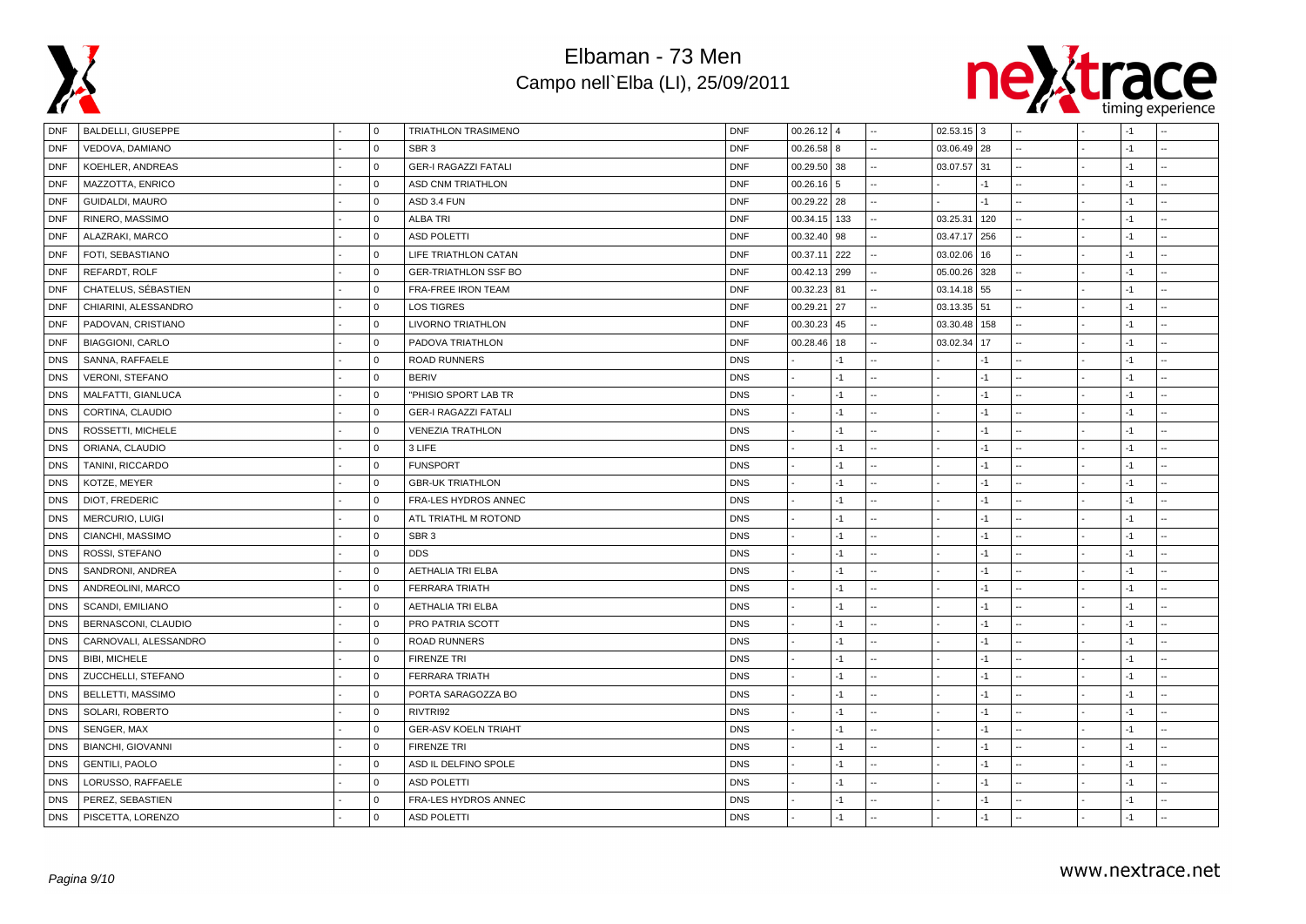# Elbaman - 73 Men

## Campo nell`Elba (LI), 25/09/2011

| | | | | | | | | | | | | | | | |
|---|---|---|---|---|---|---|---|---|---|---|---|---|---|---|---|
| DNF | BALDELLI, GIUSEPPE | - | 0 | TRIATHLON TRASIMENO | DNF | 00.26.12 | 4 | -- | 02.53.15 | 3 | -- | - | -1 | -- |
| DNF | VEDOVA, DAMIANO | - | 0 | SBR 3 | DNF | 00.26.58 | 8 | -- | 03.06.49 | 28 | -- | - | -1 | -- |
| DNF | KOEHLER, ANDREAS | - | 0 | GER-I RAGAZZI FATALI | DNF | 00.29.50 | 38 | -- | 03.07.57 | 31 | -- | - | -1 | -- |
| DNF | MAZZOTTA, ENRICO | - | 0 | ASD CNM TRIATHLON | DNF | 00.26.16 | 5 | -- | - | -1 | -- | - | -1 | -- |
| DNF | GUIDALDI, MAURO | - | 0 | ASD 3.4 FUN | DNF | 00.29.22 | 28 | -- | - | -1 | -- | - | -1 | -- |
| DNF | RINERO, MASSIMO | - | 0 | ALBA TRI | DNF | 00.34.15 | 133 | -- | 03.25.31 | 120 | -- | - | -1 | -- |
| DNF | ALAZRAKI, MARCO | - | 0 | ASD POLETTI | DNF | 00.32.40 | 98 | -- | 03.47.17 | 256 | -- | - | -1 | -- |
| DNF | FOTI, SEBASTIANO | - | 0 | LIFE TRIATHLON CATAN | DNF | 00.37.11 | 222 | -- | 03.02.06 | 16 | -- | - | -1 | -- |
| DNF | REFARDT, ROLF | - | 0 | GER-TRIATHLON SSF BO | DNF | 00.42.13 | 299 | -- | 05.00.26 | 328 | -- | - | -1 | -- |
| DNF | CHATELUS, SÉBASTIEN | - | 0 | FRA-FREE IRON TEAM | DNF | 00.32.23 | 81 | -- | 03.14.18 | 55 | -- | - | -1 | -- |
| DNF | CHIARINI, ALESSANDRO | - | 0 | LOS TIGRES | DNF | 00.29.21 | 27 | -- | 03.13.35 | 51 | -- | - | -1 | -- |
| DNF | PADOVAN, CRISTIANO | - | 0 | LIVORNO TRIATHLON | DNF | 00.30.23 | 45 | -- | 03.30.48 | 158 | -- | - | -1 | -- |
| DNF | BIAGGIONI, CARLO | - | 0 | PADOVA TRIATHLON | DNF | 00.28.46 | 18 | -- | 03.02.34 | 17 | -- | - | -1 | -- |
| DNS | SANNA, RAFFAELE | - | 0 | ROAD RUNNERS | DNS | - | -1 | -- | - | -1 | -- | - | -1 | -- |
| DNS | VERONI, STEFANO | - | 0 | BERIV | DNS | - | -1 | -- | - | -1 | -- | - | -1 | -- |
| DNS | MALFATTI, GIANLUCA | - | 0 | "PHISIO SPORT LAB TR | DNS | - | -1 | -- | - | -1 | -- | - | -1 | -- |
| DNS | CORTINA, CLAUDIO | - | 0 | GER-I RAGAZZI FATALI | DNS | - | -1 | -- | - | -1 | -- | - | -1 | -- |
| DNS | ROSSETTI, MICHELE | - | 0 | VENEZIA TRATHLON | DNS | - | -1 | -- | - | -1 | -- | - | -1 | -- |
| DNS | ORIANA, CLAUDIO | - | 0 | 3 LIFE | DNS | - | -1 | -- | - | -1 | -- | - | -1 | -- |
| DNS | TANINI, RICCARDO | - | 0 | FUNSPORT | DNS | - | -1 | -- | - | -1 | -- | - | -1 | -- |
| DNS | KOTZE, MEYER | - | 0 | GBR-UK TRIATHLON | DNS | - | -1 | -- | - | -1 | -- | - | -1 | -- |
| DNS | DIOT, FREDERIC | - | 0 | FRA-LES HYDROS ANNEC | DNS | - | -1 | -- | - | -1 | -- | - | -1 | -- |
| DNS | MERCURIO, LUIGI | - | 0 | ATL TRIATHL M ROTOND | DNS | - | -1 | -- | - | -1 | -- | - | -1 | -- |
| DNS | CIANCHI, MASSIMO | - | 0 | SBR 3 | DNS | - | -1 | -- | - | -1 | -- | - | -1 | -- |
| DNS | ROSSI, STEFANO | - | 0 | DDS | DNS | - | -1 | -- | - | -1 | -- | - | -1 | -- |
| DNS | SANDRONI, ANDREA | - | 0 | AETHALIA TRI ELBA | DNS | - | -1 | -- | - | -1 | -- | - | -1 | -- |
| DNS | ANDREOLINI, MARCO | - | 0 | FERRARA TRIATH | DNS | - | -1 | -- | - | -1 | -- | - | -1 | -- |
| DNS | SCANDI, EMILIANO | - | 0 | AETHALIA TRI ELBA | DNS | - | -1 | -- | - | -1 | -- | - | -1 | -- |
| DNS | BERNASCONI, CLAUDIO | - | 0 | PRO PATRIA SCOTT | DNS | - | -1 | -- | - | -1 | -- | - | -1 | -- |
| DNS | CARNOVALI, ALESSANDRO | - | 0 | ROAD RUNNERS | DNS | - | -1 | -- | - | -1 | -- | - | -1 | -- |
| DNS | BIBI, MICHELE | - | 0 | FIRENZE TRI | DNS | - | -1 | -- | - | -1 | -- | - | -1 | -- |
| DNS | ZUCCHELLI, STEFANO | - | 0 | FERRARA TRIATH | DNS | - | -1 | -- | - | -1 | -- | - | -1 | -- |
| DNS | BELLETTI, MASSIMO | - | 0 | PORTA SARAGOZZA BO | DNS | - | -1 | -- | - | -1 | -- | - | -1 | -- |
| DNS | SOLARI, ROBERTO | - | 0 | RIVTRI92 | DNS | - | -1 | -- | - | -1 | -- | - | -1 | -- |
| DNS | SENGER, MAX | - | 0 | GER-ASV KOELN TRIAHT | DNS | - | -1 | -- | - | -1 | -- | - | -1 | -- |
| DNS | BIANCHI, GIOVANNI | - | 0 | FIRENZE TRI | DNS | - | -1 | -- | - | -1 | -- | - | -1 | -- |
| DNS | GENTILI, PAOLO | - | 0 | ASD IL DELFINO SPOLE | DNS | - | -1 | -- | - | -1 | -- | - | -1 | -- |
| DNS | LORUSSO, RAFFAELE | - | 0 | ASD POLETTI | DNS | - | -1 | -- | - | -1 | -- | - | -1 | -- |
| DNS | PEREZ, SEBASTIEN | - | 0 | FRA-LES HYDROS ANNEC | DNS | - | -1 | -- | - | -1 | -- | - | -1 | -- |
| DNS | PISCETTA, LORENZO | - | 0 | ASD POLETTI | DNS | - | -1 | -- | - | -1 | -- | - | -1 | -- |

www.nextrace.net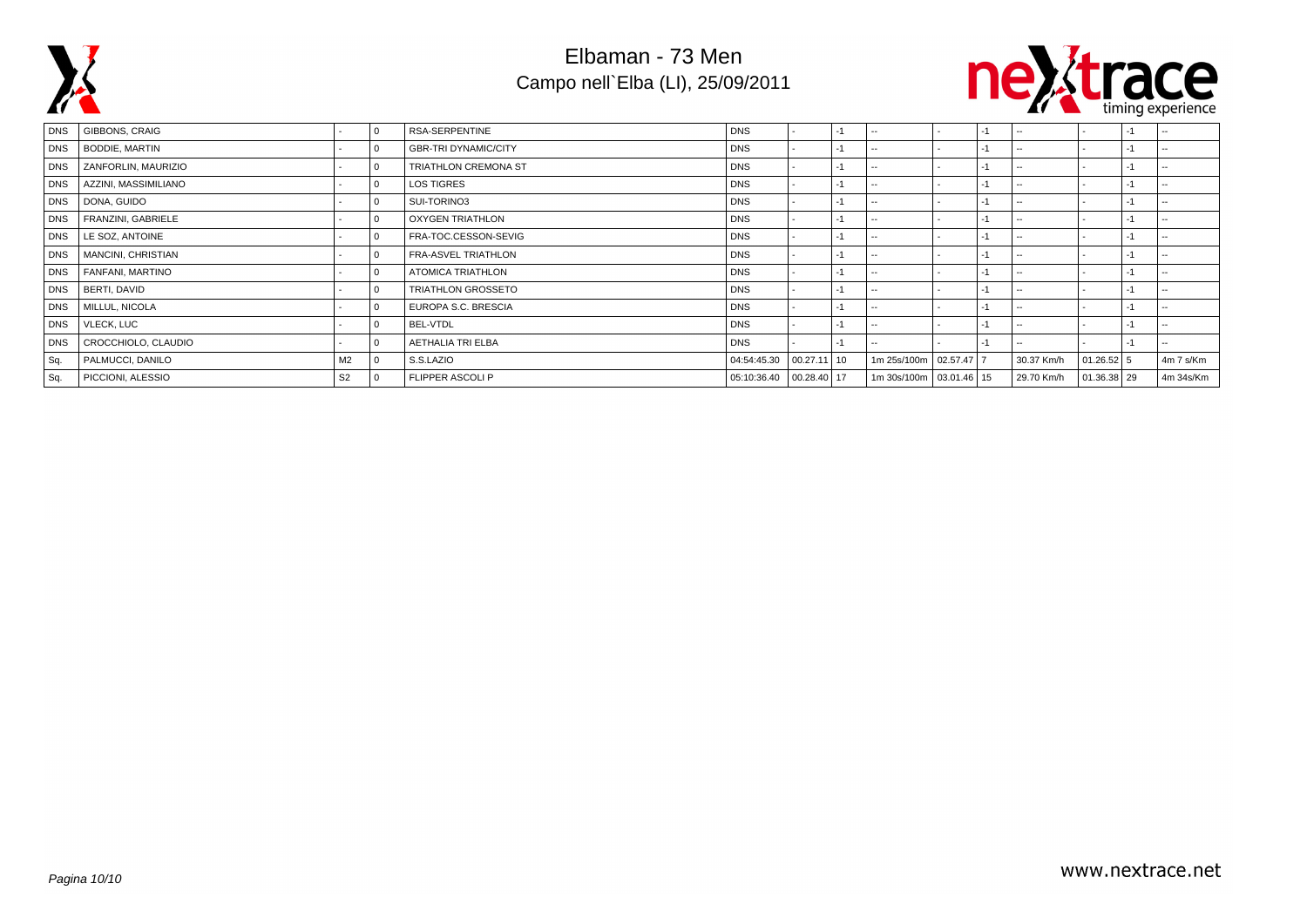# Elbaman - 73 Men

## Campo nell`Elba (LI), 25/09/2011

| | | | | | | | | | | | | | | | |
|---|---|---|---|---|---|---|---|---|---|---|---|---|---|---|---|
| DNS | GIBBONS, CRAIG | - | 0 | RSA-SERPENTINE | DNS | - | -1 | -- | - | -1 | -- | - | -1 | -- |
| DNS | BODDIE, MARTIN | - | 0 | GBR-TRI DYNAMIC/CITY | DNS | - | -1 | -- | - | -1 | -- | - | -1 | -- |
| DNS | ZANFORLIN, MAURIZIO | - | 0 | TRIATHLON CREMONA ST | DNS | - | -1 | -- | - | -1 | -- | - | -1 | -- |
| DNS | AZZINI, MASSIMILIANO | - | 0 | LOS TIGRES | DNS | - | -1 | -- | - | -1 | -- | - | -1 | -- |
| DNS | DONA, GUIDO | - | 0 | SUI-TORINO3 | DNS | - | -1 | -- | - | -1 | -- | - | -1 | -- |
| DNS | FRANZINI, GABRIELE | - | 0 | OXYGEN TRIATHLON | DNS | - | -1 | -- | - | -1 | -- | - | -1 | -- |
| DNS | LE SOZ, ANTOINE | - | 0 | FRA-TOC.CESSON-SEVIG | DNS | - | -1 | -- | - | -1 | -- | - | -1 | -- |
| DNS | MANCINI, CHRISTIAN | - | 0 | FRA-ASVEL TRIATHLON | DNS | - | -1 | -- | - | -1 | -- | - | -1 | -- |
| DNS | FANFANI, MARTINO | - | 0 | ATOMICA TRIATHLON | DNS | - | -1 | -- | - | -1 | -- | - | -1 | -- |
| DNS | BERTI, DAVID | - | 0 | TRIATHLON GROSSETO | DNS | - | -1 | -- | - | -1 | -- | - | -1 | -- |
| DNS | MILLUL, NICOLA | - | 0 | EUROPA S.C. BRESCIA | DNS | - | -1 | -- | - | -1 | -- | - | -1 | -- |
| DNS | VLECK, LUC | - | 0 | BEL-VTDL | DNS | - | -1 | -- | - | -1 | -- | - | -1 | -- |
| DNS | CROCCHIOLO, CLAUDIO | - | 0 | AETHALIA TRI ELBA | DNS | - | -1 | -- | - | -1 | -- | - | -1 | -- |
| Sq. | PALMUCCI, DANILO | M2 | 0 | S.S.LAZIO | 04:54:45.30 | 00.27.11 | 10 | 1m 25s/100m | 02.57.47 | 7 | 30.37 Km/h | 01.26.52 | 5 | 4m 7 s/Km |
| Sq. | PICCIONI, ALESSIO | S2 | 0 | FLIPPER ASCOLI P | 05:10:36.40 | 00.28.40 | 17 | 1m 30s/100m | 03.01.46 | 15 | 29.70 Km/h | 01.36.38 | 29 | 4m 34s/Km |

www.nextrace.net